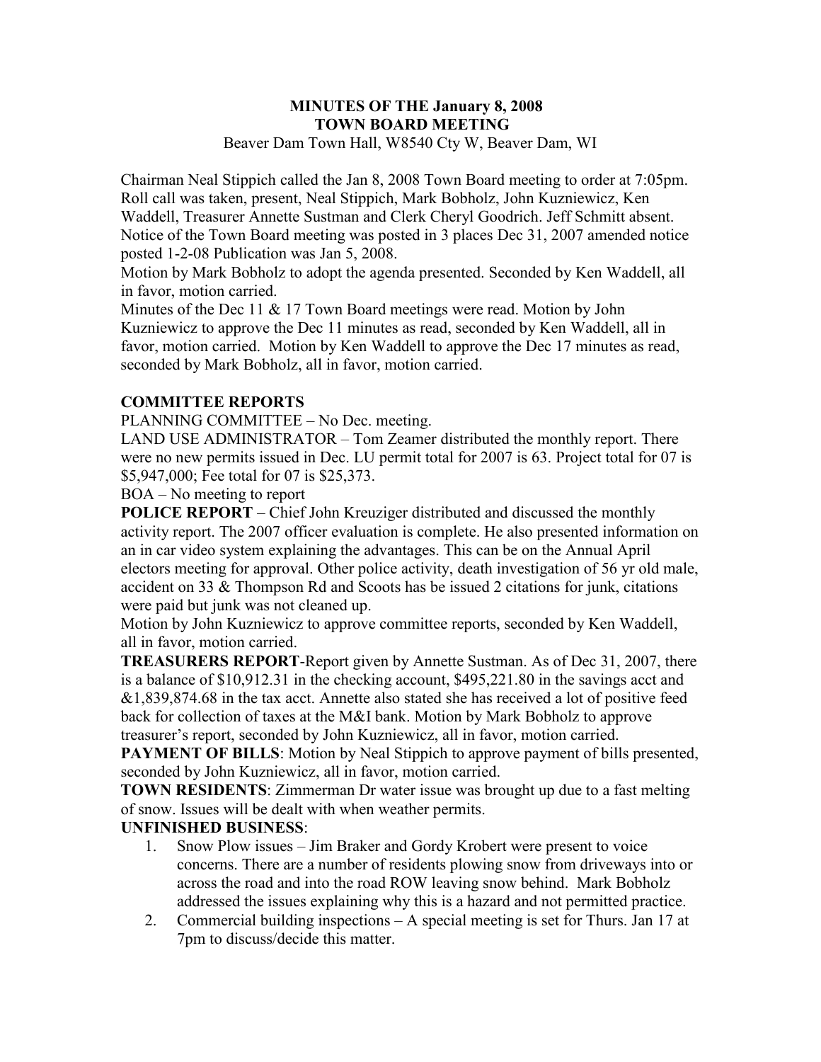**MINUTES OF THE January 8, 2008**
**TOWN BOARD MEETING**

Beaver Dam Town Hall, W8540 Cty W, Beaver Dam, WI

Chairman Neal Stippich called the Jan 8, 2008 Town Board meeting to order at 7:05pm. Roll call was taken, present, Neal Stippich, Mark Bobholz, John Kuzniewicz, Ken Waddell, Treasurer Annette Sustman and Clerk Cheryl Goodrich. Jeff Schmitt absent. Notice of the Town Board meeting was posted in 3 places Dec 31, 2007 amended notice posted 1-2-08 Publication was Jan 5, 2008.

Motion by Mark Bobholz to adopt the agenda presented. Seconded by Ken Waddell, all in favor, motion carried.

Minutes of the Dec 11 & 17 Town Board meetings were read. Motion by John Kuzniewicz to approve the Dec 11 minutes as read, seconded by Ken Waddell, all in favor, motion carried. Motion by Ken Waddell to approve the Dec 17 minutes as read, seconded by Mark Bobholz, all in favor, motion carried.

**COMMITTEE REPORTS**

PLANNING COMMITTEE – No Dec. meeting.

LAND USE ADMINISTRATOR – Tom Zeamer distributed the monthly report. There were no new permits issued in Dec. LU permit total for 2007 is 63. Project total for 07 is $5,947,000; Fee total for 07 is $25,373.

BOA – No meeting to report

**POLICE REPORT** – Chief John Kreuziger distributed and discussed the monthly activity report. The 2007 officer evaluation is complete. He also presented information on an in car video system explaining the advantages. This can be on the Annual April electors meeting for approval. Other police activity, death investigation of 56 yr old male, accident on 33 & Thompson Rd and Scoots has be issued 2 citations for junk, citations were paid but junk was not cleaned up.

Motion by John Kuzniewicz to approve committee reports, seconded by Ken Waddell, all in favor, motion carried.

**TREASURERS REPORT**-Report given by Annette Sustman. As of Dec 31, 2007, there is a balance of $10,912.31 in the checking account, $495,221.80 in the savings acct and &1,839,874.68 in the tax acct. Annette also stated she has received a lot of positive feed back for collection of taxes at the M&I bank. Motion by Mark Bobholz to approve treasurer's report, seconded by John Kuzniewicz, all in favor, motion carried.

**PAYMENT OF BILLS**: Motion by Neal Stippich to approve payment of bills presented, seconded by John Kuzniewicz, all in favor, motion carried.

**TOWN RESIDENTS**: Zimmerman Dr water issue was brought up due to a fast melting of snow. Issues will be dealt with when weather permits.

**UNFINISHED BUSINESS**:

1. Snow Plow issues – Jim Braker and Gordy Krobert were present to voice concerns. There are a number of residents plowing snow from driveways into or across the road and into the road ROW leaving snow behind. Mark Bobholz addressed the issues explaining why this is a hazard and not permitted practice.
2. Commercial building inspections – A special meeting is set for Thurs. Jan 17 at 7pm to discuss/decide this matter.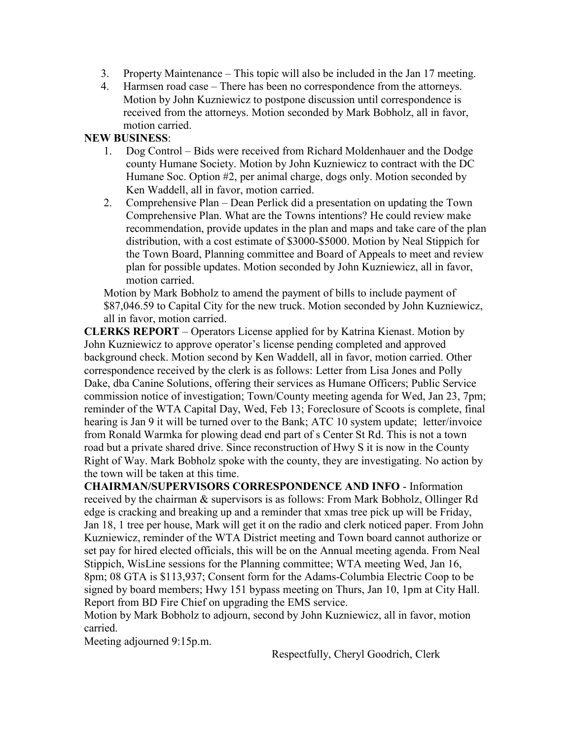3. Property Maintenance – This topic will also be included in the Jan 17 meeting.
4. Harmsen road case – There has been no correspondence from the attorneys. Motion by John Kuzniewicz to postpone discussion until correspondence is received from the attorneys. Motion seconded by Mark Bobholz, all in favor, motion carried.

**NEW BUSINESS**:

1. Dog Control – Bids were received from Richard Moldenhauer and the Dodge county Humane Society. Motion by John Kuzniewicz to contract with the DC Humane Soc. Option #2, per animal charge, dogs only. Motion seconded by Ken Waddell, all in favor, motion carried.
2. Comprehensive Plan – Dean Perlick did a presentation on updating the Town Comprehensive Plan. What are the Towns intentions? He could review make recommendation, provide updates in the plan and maps and take care of the plan distribution, with a cost estimate of $3000-$5000. Motion by Neal Stippich for the Town Board, Planning committee and Board of Appeals to meet and review plan for possible updates. Motion seconded by John Kuzniewicz, all in favor, motion carried.

Motion by Mark Bobholz to amend the payment of bills to include payment of $87,046.59 to Capital City for the new truck. Motion seconded by John Kuzniewicz, all in favor, motion carried.

**CLERKS REPORT** – Operators License applied for by Katrina Kienast. Motion by John Kuzniewicz to approve operator's license pending completed and approved background check. Motion second by Ken Waddell, all in favor, motion carried. Other correspondence received by the clerk is as follows: Letter from Lisa Jones and Polly Dake, dba Canine Solutions, offering their services as Humane Officers; Public Service commission notice of investigation; Town/County meeting agenda for Wed, Jan 23, 7pm; reminder of the WTA Capital Day, Wed, Feb 13; Foreclosure of Scoots is complete, final hearing is Jan 9 it will be turned over to the Bank; ATC 10 system update; letter/invoice from Ronald Warmka for plowing dead end part of s Center St Rd. This is not a town road but a private shared drive. Since reconstruction of Hwy S it is now in the County Right of Way. Mark Bobholz spoke with the county, they are investigating. No action by the town will be taken at this time.

**CHAIRMAN/SUPERVISORS CORRESPONDENCE AND INFO** - Information received by the chairman & supervisors is as follows: From Mark Bobholz, Ollinger Rd edge is cracking and breaking up and a reminder that xmas tree pick up will be Friday, Jan 18, 1 tree per house, Mark will get it on the radio and clerk noticed paper. From John Kuzniewicz, reminder of the WTA District meeting and Town board cannot authorize or set pay for hired elected officials, this will be on the Annual meeting agenda. From Neal Stippich, WisLine sessions for the Planning committee; WTA meeting Wed, Jan 16, 8pm; 08 GTA is $113,937; Consent form for the Adams-Columbia Electric Coop to be signed by board members; Hwy 151 bypass meeting on Thurs, Jan 10, 1pm at City Hall. Report from BD Fire Chief on upgrading the EMS service.

Motion by Mark Bobholz to adjourn, second by John Kuzniewicz, all in favor, motion carried.

Meeting adjourned 9:15p.m.

Respectfully, Cheryl Goodrich, Clerk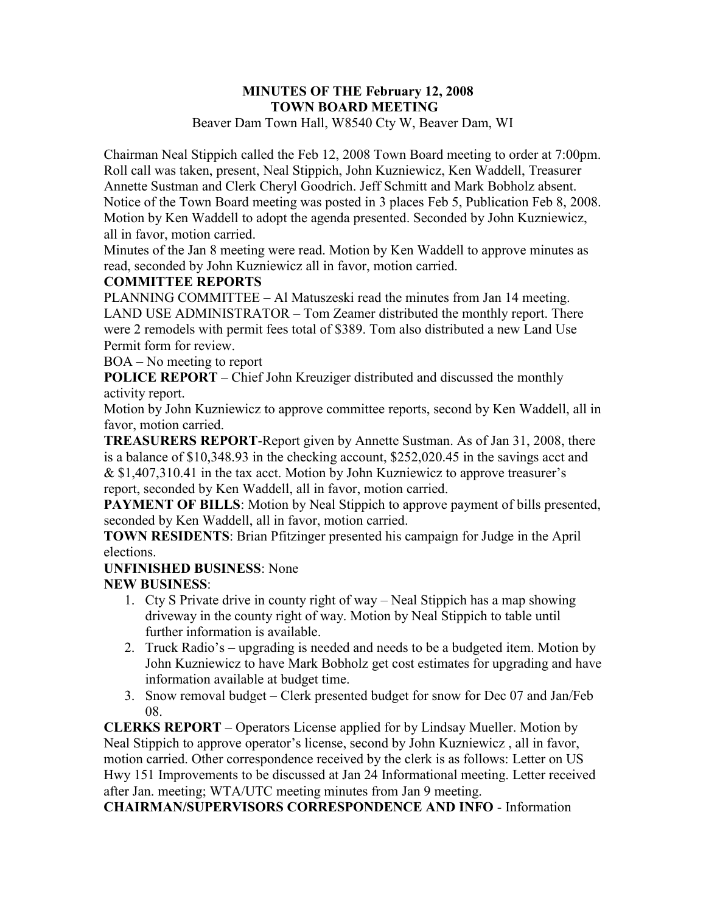**MINUTES OF THE February 12, 2008**
**TOWN BOARD MEETING**
Beaver Dam Town Hall, W8540 Cty W, Beaver Dam, WI

Chairman Neal Stippich called the Feb 12, 2008 Town Board meeting to order at 7:00pm. Roll call was taken, present, Neal Stippich, John Kuzniewicz, Ken Waddell, Treasurer Annette Sustman and Clerk Cheryl Goodrich. Jeff Schmitt and Mark Bobholz absent. Notice of the Town Board meeting was posted in 3 places Feb 5, Publication Feb 8, 2008. Motion by Ken Waddell to adopt the agenda presented. Seconded by John Kuzniewicz, all in favor, motion carried.

Minutes of the Jan 8 meeting were read. Motion by Ken Waddell to approve minutes as read, seconded by John Kuzniewicz all in favor, motion carried.

**COMMITTEE REPORTS**

PLANNING COMMITTEE – Al Matuszeski read the minutes from Jan 14 meeting.

LAND USE ADMINISTRATOR – Tom Zeamer distributed the monthly report. There were 2 remodels with permit fees total of $389. Tom also distributed a new Land Use Permit form for review.

BOA – No meeting to report

**POLICE REPORT** – Chief John Kreuziger distributed and discussed the monthly activity report.

Motion by John Kuzniewicz to approve committee reports, second by Ken Waddell, all in favor, motion carried.

**TREASURERS REPORT**-Report given by Annette Sustman. As of Jan 31, 2008, there is a balance of $10,348.93 in the checking account, $252,020.45 in the savings acct and & $1,407,310.41 in the tax acct. Motion by John Kuzniewicz to approve treasurer's report, seconded by Ken Waddell, all in favor, motion carried.

**PAYMENT OF BILLS**: Motion by Neal Stippich to approve payment of bills presented, seconded by Ken Waddell, all in favor, motion carried.

**TOWN RESIDENTS**: Brian Pfitzinger presented his campaign for Judge in the April elections.

**UNFINISHED BUSINESS**: None

**NEW BUSINESS**:

1. Cty S Private drive in county right of way – Neal Stippich has a map showing driveway in the county right of way. Motion by Neal Stippich to table until further information is available.
2. Truck Radio's – upgrading is needed and needs to be a budgeted item. Motion by John Kuzniewicz to have Mark Bobholz get cost estimates for upgrading and have information available at budget time.
3. Snow removal budget – Clerk presented budget for snow for Dec 07 and Jan/Feb 08.

**CLERKS REPORT** – Operators License applied for by Lindsay Mueller. Motion by Neal Stippich to approve operator's license, second by John Kuzniewicz , all in favor, motion carried. Other correspondence received by the clerk is as follows: Letter on US Hwy 151 Improvements to be discussed at Jan 24 Informational meeting. Letter received after Jan. meeting; WTA/UTC meeting minutes from Jan 9 meeting.

**CHAIRMAN/SUPERVISORS CORRESPONDENCE AND INFO** - Information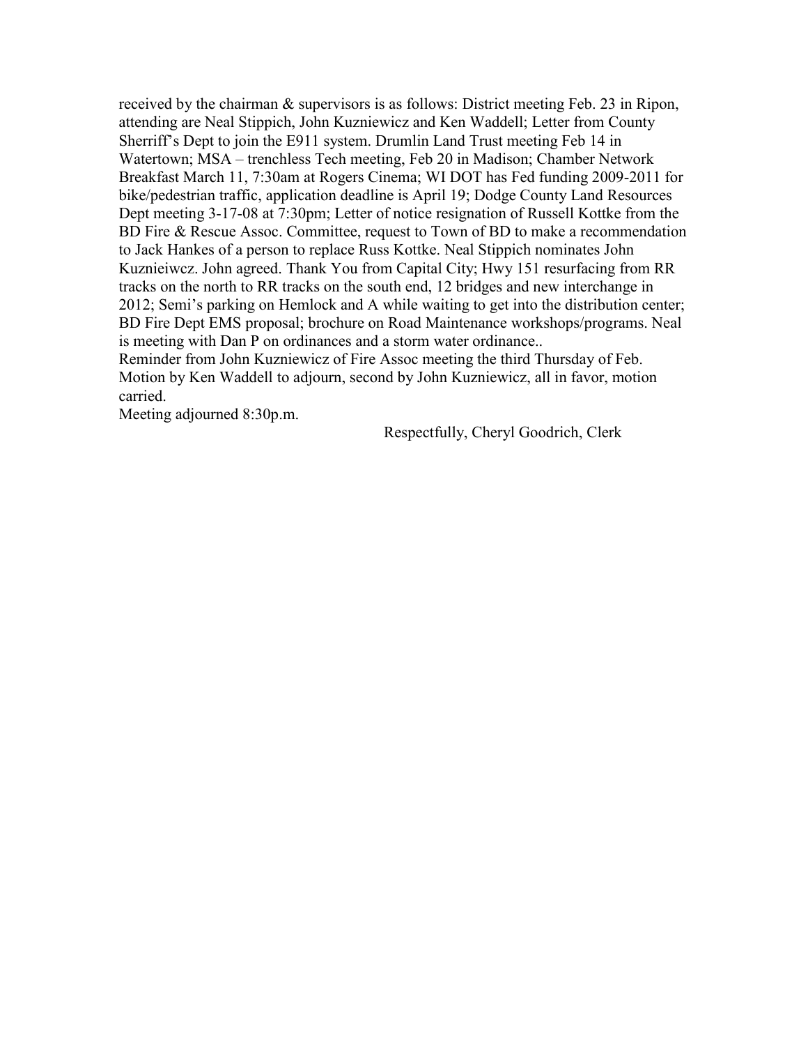received by the chairman & supervisors is as follows: District meeting Feb. 23 in Ripon, attending are Neal Stippich, John Kuzniewicz and Ken Waddell; Letter from County Sherriff's Dept to join the E911 system. Drumlin Land Trust meeting Feb 14 in Watertown; MSA – trenchless Tech meeting, Feb 20 in Madison; Chamber Network Breakfast March 11, 7:30am at Rogers Cinema; WI DOT has Fed funding 2009-2011 for bike/pedestrian traffic, application deadline is April 19; Dodge County Land Resources Dept meeting 3-17-08 at 7:30pm; Letter of notice resignation of Russell Kottke from the BD Fire & Rescue Assoc. Committee, request to Town of BD to make a recommendation to Jack Hankes of a person to replace Russ Kottke. Neal Stippich nominates John Kuznieiwcz. John agreed. Thank You from Capital City; Hwy 151 resurfacing from RR tracks on the north to RR tracks on the south end, 12 bridges and new interchange in 2012; Semi's parking on Hemlock and A while waiting to get into the distribution center; BD Fire Dept EMS proposal; brochure on Road Maintenance workshops/programs. Neal is meeting with Dan P on ordinances and a storm water ordinance..

Reminder from John Kuzniewicz of Fire Assoc meeting the third Thursday of Feb.

Motion by Ken Waddell to adjourn, second by John Kuzniewicz, all in favor, motion carried.

Meeting adjourned 8:30p.m.

Respectfully, Cheryl Goodrich, Clerk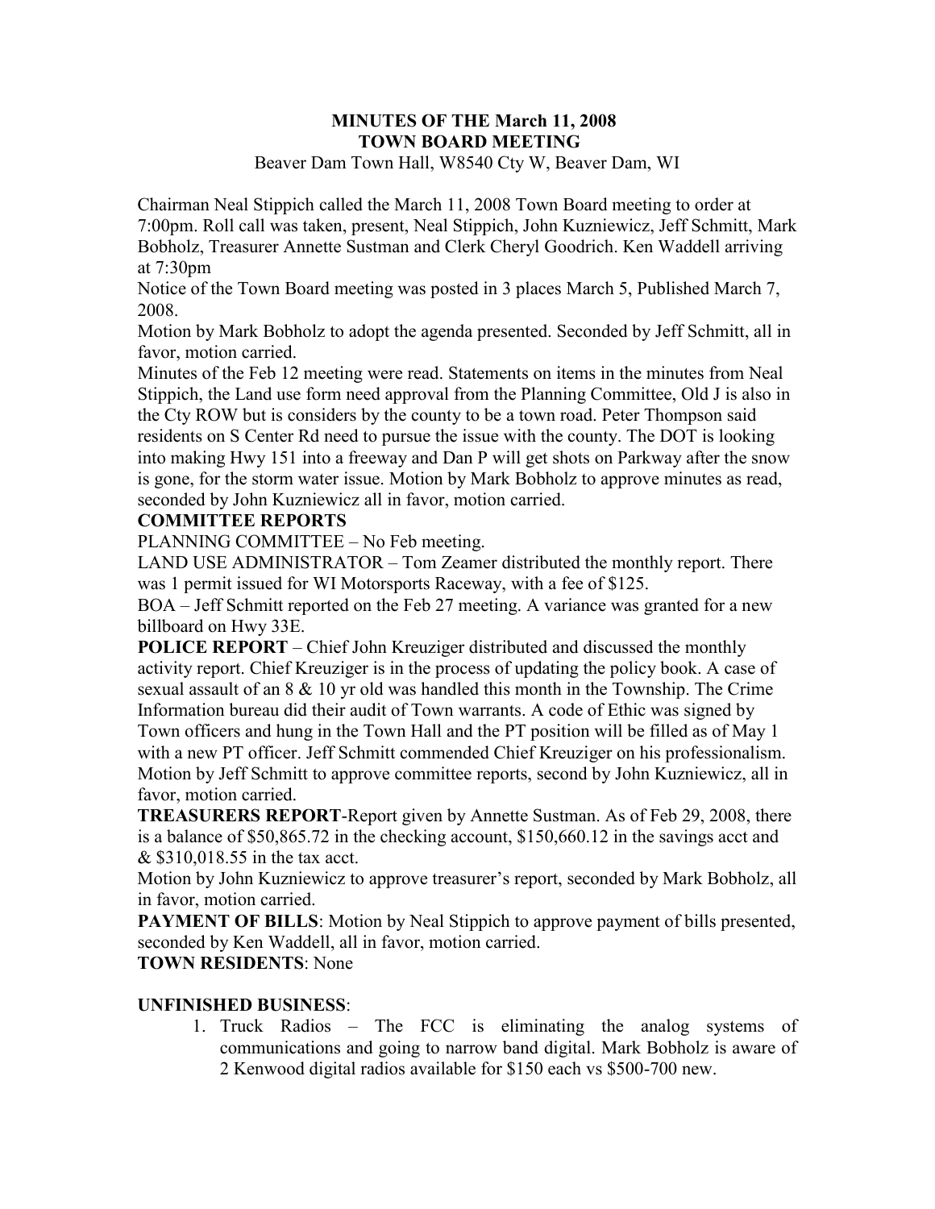**MINUTES OF THE March 11, 2008**
**TOWN BOARD MEETING**

Beaver Dam Town Hall, W8540 Cty W, Beaver Dam, WI

Chairman Neal Stippich called the March 11, 2008 Town Board meeting to order at 7:00pm. Roll call was taken, present, Neal Stippich, John Kuzniewicz, Jeff Schmitt, Mark Bobholz, Treasurer Annette Sustman and Clerk Cheryl Goodrich. Ken Waddell arriving at 7:30pm

Notice of the Town Board meeting was posted in 3 places March 5, Published March 7, 2008.

Motion by Mark Bobholz to adopt the agenda presented. Seconded by Jeff Schmitt, all in favor, motion carried.

Minutes of the Feb 12 meeting were read. Statements on items in the minutes from Neal Stippich, the Land use form need approval from the Planning Committee, Old J is also in the Cty ROW but is considers by the county to be a town road. Peter Thompson said residents on S Center Rd need to pursue the issue with the county. The DOT is looking into making Hwy 151 into a freeway and Dan P will get shots on Parkway after the snow is gone, for the storm water issue. Motion by Mark Bobholz to approve minutes as read, seconded by John Kuzniewicz all in favor, motion carried.

**COMMITTEE REPORTS**

PLANNING COMMITTEE – No Feb meeting.

LAND USE ADMINISTRATOR – Tom Zeamer distributed the monthly report. There was 1 permit issued for WI Motorsports Raceway, with a fee of $125.

BOA – Jeff Schmitt reported on the Feb 27 meeting. A variance was granted for a new billboard on Hwy 33E.

**POLICE REPORT** – Chief John Kreuziger distributed and discussed the monthly activity report. Chief Kreuziger is in the process of updating the policy book. A case of sexual assault of an 8 & 10 yr old was handled this month in the Township. The Crime Information bureau did their audit of Town warrants. A code of Ethic was signed by Town officers and hung in the Town Hall and the PT position will be filled as of May 1 with a new PT officer. Jeff Schmitt commended Chief Kreuziger on his professionalism. Motion by Jeff Schmitt to approve committee reports, second by John Kuzniewicz, all in favor, motion carried.

**TREASURERS REPORT**-Report given by Annette Sustman. As of Feb 29, 2008, there is a balance of $50,865.72 in the checking account, $150,660.12 in the savings acct and & $310,018.55 in the tax acct.

Motion by John Kuzniewicz to approve treasurer's report, seconded by Mark Bobholz, all in favor, motion carried.

**PAYMENT OF BILLS**: Motion by Neal Stippich to approve payment of bills presented, seconded by Ken Waddell, all in favor, motion carried.

**TOWN RESIDENTS**: None

**UNFINISHED BUSINESS**:

1. Truck Radios – The FCC is eliminating the analog systems of communications and going to narrow band digital. Mark Bobholz is aware of 2 Kenwood digital radios available for $150 each vs $500-700 new.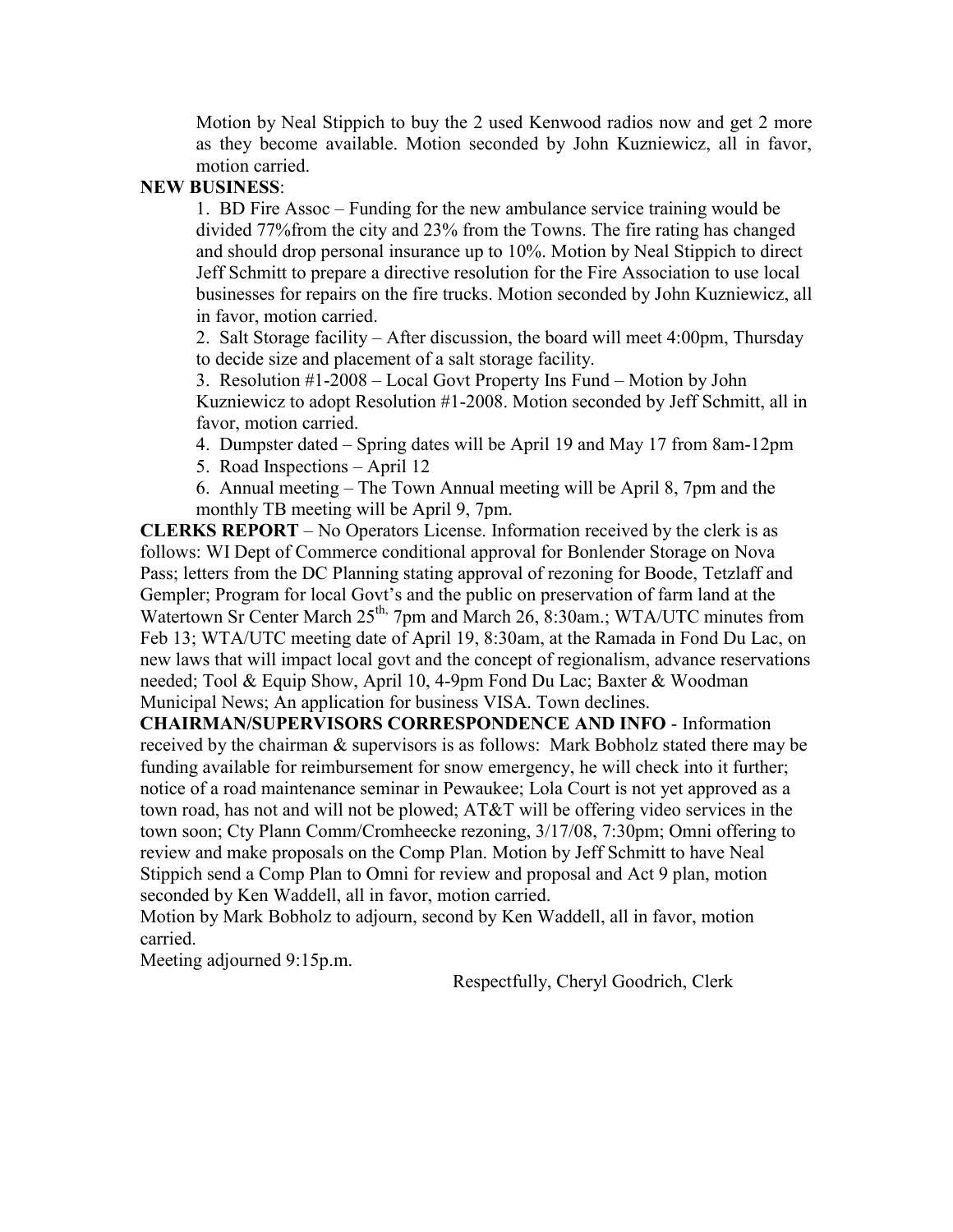Motion by Neal Stippich to buy the 2 used Kenwood radios now and get 2 more as they become available. Motion seconded by John Kuzniewicz, all in favor, motion carried.

**NEW BUSINESS**:

1. BD Fire Assoc – Funding for the new ambulance service training would be divided 77%from the city and 23% from the Towns. The fire rating has changed and should drop personal insurance up to 10%. Motion by Neal Stippich to direct Jeff Schmitt to prepare a directive resolution for the Fire Association to use local businesses for repairs on the fire trucks. Motion seconded by John Kuzniewicz, all in favor, motion carried.
2. Salt Storage facility – After discussion, the board will meet 4:00pm, Thursday to decide size and placement of a salt storage facility.
3. Resolution #1-2008 – Local Govt Property Ins Fund – Motion by John Kuzniewicz to adopt Resolution #1-2008. Motion seconded by Jeff Schmitt, all in favor, motion carried.
4. Dumpster dated – Spring dates will be April 19 and May 17 from 8am-12pm
5. Road Inspections – April 12
6. Annual meeting – The Town Annual meeting will be April 8, 7pm and the monthly TB meeting will be April 9, 7pm.

**CLERKS REPORT** – No Operators License. Information received by the clerk is as follows: WI Dept of Commerce conditional approval for Bonlender Storage on Nova Pass; letters from the DC Planning stating approval of rezoning for Boode, Tetzlaff and Gempler; Program for local Govt's and the public on preservation of farm land at the Watertown Sr Center March 25th, 7pm and March 26, 8:30am.; WTA/UTC minutes from Feb 13; WTA/UTC meeting date of April 19, 8:30am, at the Ramada in Fond Du Lac, on new laws that will impact local govt and the concept of regionalism, advance reservations needed; Tool & Equip Show, April 10, 4-9pm Fond Du Lac; Baxter & Woodman Municipal News; An application for business VISA. Town declines.

**CHAIRMAN/SUPERVISORS CORRESPONDENCE AND INFO** - Information received by the chairman & supervisors is as follows: Mark Bobholz stated there may be funding available for reimbursement for snow emergency, he will check into it further; notice of a road maintenance seminar in Pewaukee; Lola Court is not yet approved as a town road, has not and will not be plowed; AT&T will be offering video services in the town soon; Cty Plann Comm/Cromheecke rezoning, 3/17/08, 7:30pm; Omni offering to review and make proposals on the Comp Plan. Motion by Jeff Schmitt to have Neal Stippich send a Comp Plan to Omni for review and proposal and Act 9 plan, motion seconded by Ken Waddell, all in favor, motion carried.

Motion by Mark Bobholz to adjourn, second by Ken Waddell, all in favor, motion carried.

Meeting adjourned 9:15p.m.

Respectfully, Cheryl Goodrich, Clerk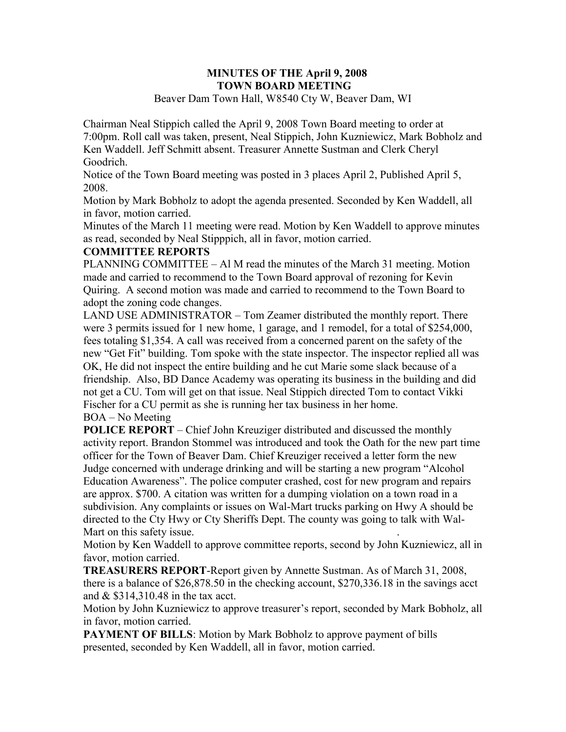# MINUTES OF THE April 9, 2008 TOWN BOARD MEETING

Beaver Dam Town Hall, W8540 Cty W, Beaver Dam, WI

Chairman Neal Stippich called the April 9, 2008 Town Board meeting to order at 7:00pm. Roll call was taken, present, Neal Stippich, John Kuzniewicz, Mark Bobholz and Ken Waddell. Jeff Schmitt absent. Treasurer Annette Sustman and Clerk Cheryl Goodrich.

Notice of the Town Board meeting was posted in 3 places April 2, Published April 5, 2008.

Motion by Mark Bobholz to adopt the agenda presented. Seconded by Ken Waddell, all in favor, motion carried.

Minutes of the March 11 meeting were read. Motion by Ken Waddell to approve minutes as read, seconded by Neal Stipppich, all in favor, motion carried.

**COMMITTEE REPORTS**

PLANNING COMMITTEE – Al M read the minutes of the March 31 meeting. Motion made and carried to recommend to the Town Board approval of rezoning for Kevin Quiring. A second motion was made and carried to recommend to the Town Board to adopt the zoning code changes.

LAND USE ADMINISTRATOR – Tom Zeamer distributed the monthly report. There were 3 permits issued for 1 new home, 1 garage, and 1 remodel, for a total of $254,000, fees totaling $1,354. A call was received from a concerned parent on the safety of the new "Get Fit" building. Tom spoke with the state inspector. The inspector replied all was OK, He did not inspect the entire building and he cut Marie some slack because of a friendship. Also, BD Dance Academy was operating its business in the building and did not get a CU. Tom will get on that issue. Neal Stippich directed Tom to contact Vikki Fischer for a CU permit as she is running her tax business in her home.

BOA – No Meeting

**POLICE REPORT** – Chief John Kreuziger distributed and discussed the monthly activity report. Brandon Stommel was introduced and took the Oath for the new part time officer for the Town of Beaver Dam. Chief Kreuziger received a letter form the new Judge concerned with underage drinking and will be starting a new program "Alcohol Education Awareness". The police computer crashed, cost for new program and repairs are approx. $700. A citation was written for a dumping violation on a town road in a subdivision. Any complaints or issues on Wal-Mart trucks parking on Hwy A should be directed to the Cty Hwy or Cty Sheriffs Dept. The county was going to talk with Wal-Mart on this safety issue.

Motion by Ken Waddell to approve committee reports, second by John Kuzniewicz, all in favor, motion carried.

**TREASURERS REPORT**-Report given by Annette Sustman. As of March 31, 2008, there is a balance of $26,878.50 in the checking account, $270,336.18 in the savings acct and & $314,310.48 in the tax acct.

Motion by John Kuzniewicz to approve treasurer's report, seconded by Mark Bobholz, all in favor, motion carried.

**PAYMENT OF BILLS**: Motion by Mark Bobholz to approve payment of bills presented, seconded by Ken Waddell, all in favor, motion carried.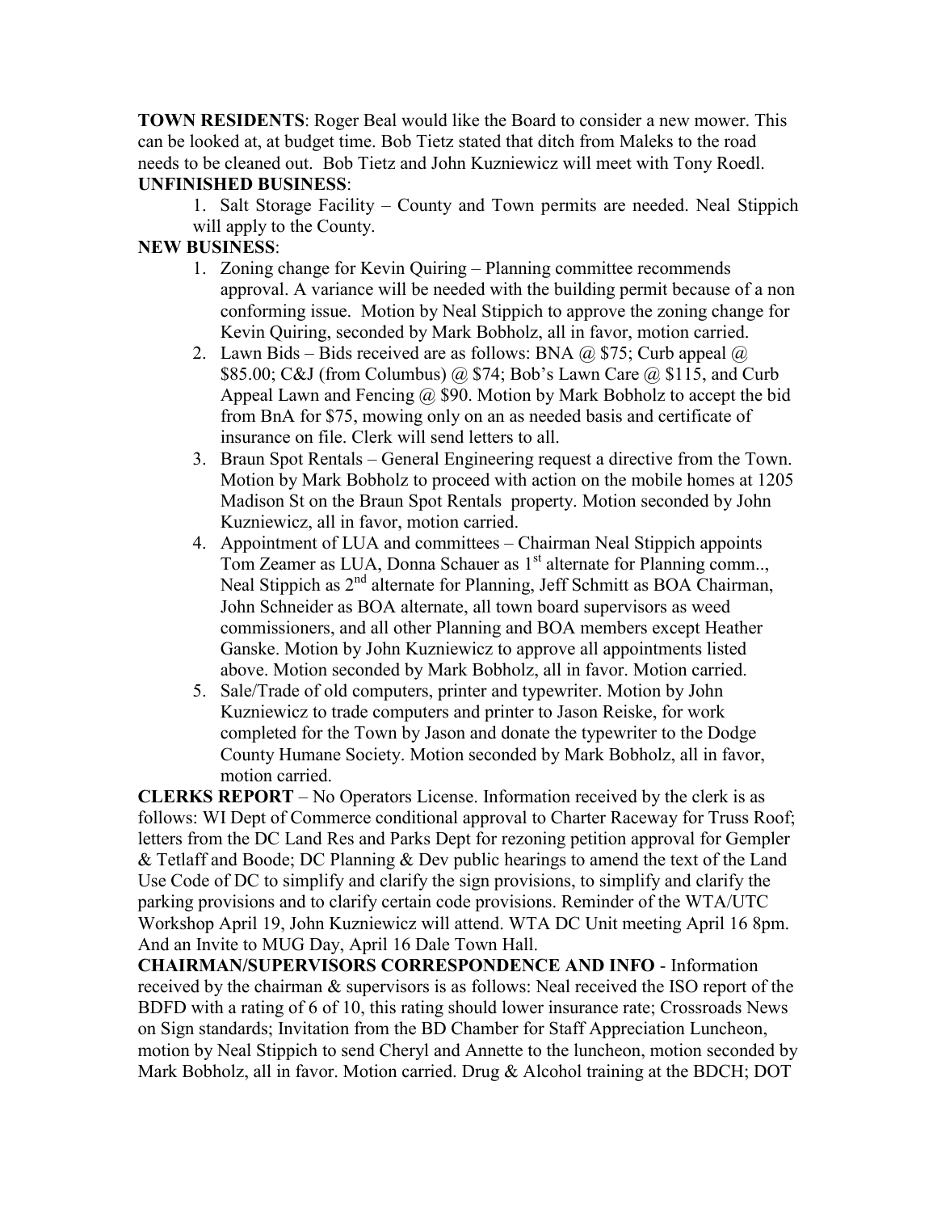**TOWN RESIDENTS**: Roger Beal would like the Board to consider a new mower. This can be looked at, at budget time. Bob Tietz stated that ditch from Maleks to the road needs to be cleaned out. Bob Tietz and John Kuzniewicz will meet with Tony Roedl.

**UNFINISHED BUSINESS**:

1. Salt Storage Facility – County and Town permits are needed. Neal Stippich will apply to the County.

**NEW BUSINESS**:

1. Zoning change for Kevin Quiring – Planning committee recommends approval. A variance will be needed with the building permit because of a non conforming issue. Motion by Neal Stippich to approve the zoning change for Kevin Quiring, seconded by Mark Bobholz, all in favor, motion carried.
2. Lawn Bids – Bids received are as follows: BNA @ $75; Curb appeal @ $85.00; C&J (from Columbus) @ $74; Bob's Lawn Care @ $115, and Curb Appeal Lawn and Fencing @ $90. Motion by Mark Bobholz to accept the bid from BnA for $75, mowing only on an as needed basis and certificate of insurance on file. Clerk will send letters to all.
3. Braun Spot Rentals – General Engineering request a directive from the Town. Motion by Mark Bobholz to proceed with action on the mobile homes at 1205 Madison St on the Braun Spot Rentals property. Motion seconded by John Kuzniewicz, all in favor, motion carried.
4. Appointment of LUA and committees – Chairman Neal Stippich appoints Tom Zeamer as LUA, Donna Schauer as 1st alternate for Planning comm.., Neal Stippich as 2nd alternate for Planning, Jeff Schmitt as BOA Chairman, John Schneider as BOA alternate, all town board supervisors as weed commissioners, and all other Planning and BOA members except Heather Ganske. Motion by John Kuzniewicz to approve all appointments listed above. Motion seconded by Mark Bobholz, all in favor. Motion carried.
5. Sale/Trade of old computers, printer and typewriter. Motion by John Kuzniewicz to trade computers and printer to Jason Reiske, for work completed for the Town by Jason and donate the typewriter to the Dodge County Humane Society. Motion seconded by Mark Bobholz, all in favor, motion carried.

**CLERKS REPORT** – No Operators License. Information received by the clerk is as follows: WI Dept of Commerce conditional approval to Charter Raceway for Truss Roof; letters from the DC Land Res and Parks Dept for rezoning petition approval for Gempler & Tetlaff and Boode; DC Planning & Dev public hearings to amend the text of the Land Use Code of DC to simplify and clarify the sign provisions, to simplify and clarify the parking provisions and to clarify certain code provisions. Reminder of the WTA/UTC Workshop April 19, John Kuzniewicz will attend. WTA DC Unit meeting April 16 8pm. And an Invite to MUG Day, April 16 Dale Town Hall.

**CHAIRMAN/SUPERVISORS CORRESPONDENCE AND INFO** - Information received by the chairman & supervisors is as follows: Neal received the ISO report of the BDFD with a rating of 6 of 10, this rating should lower insurance rate; Crossroads News on Sign standards; Invitation from the BD Chamber for Staff Appreciation Luncheon, motion by Neal Stippich to send Cheryl and Annette to the luncheon, motion seconded by Mark Bobholz, all in favor. Motion carried. Drug & Alcohol training at the BDCH; DOT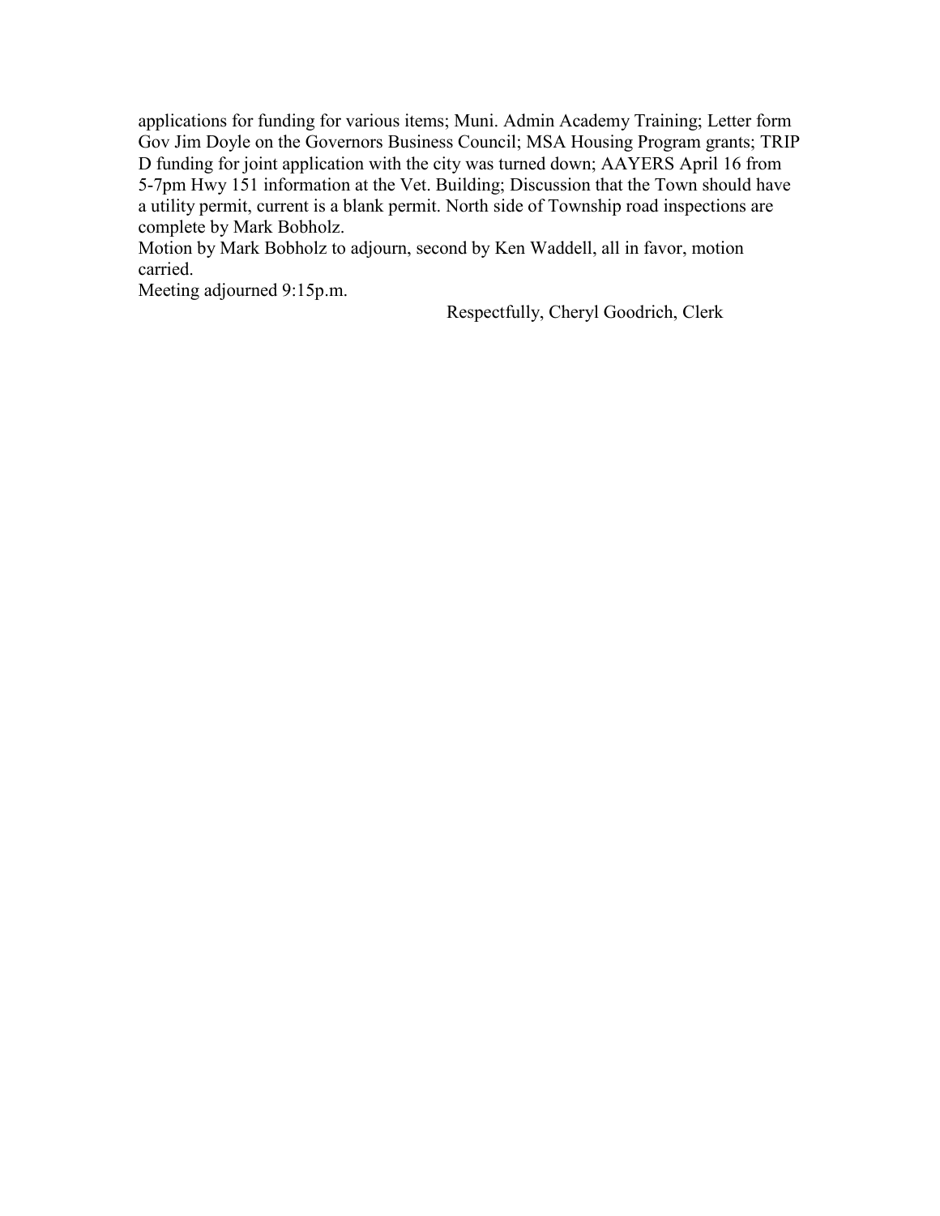applications for funding for various items; Muni. Admin Academy Training; Letter form Gov Jim Doyle on the Governors Business Council; MSA Housing Program grants; TRIP D funding for joint application with the city was turned down; AAYERS April 16 from 5-7pm Hwy 151 information at the Vet. Building; Discussion that the Town should have a utility permit, current is a blank permit. North side of Township road inspections are complete by Mark Bobholz.

Motion by Mark Bobholz to adjourn, second by Ken Waddell, all in favor, motion carried.

Meeting adjourned 9:15p.m.

Respectfully, Cheryl Goodrich, Clerk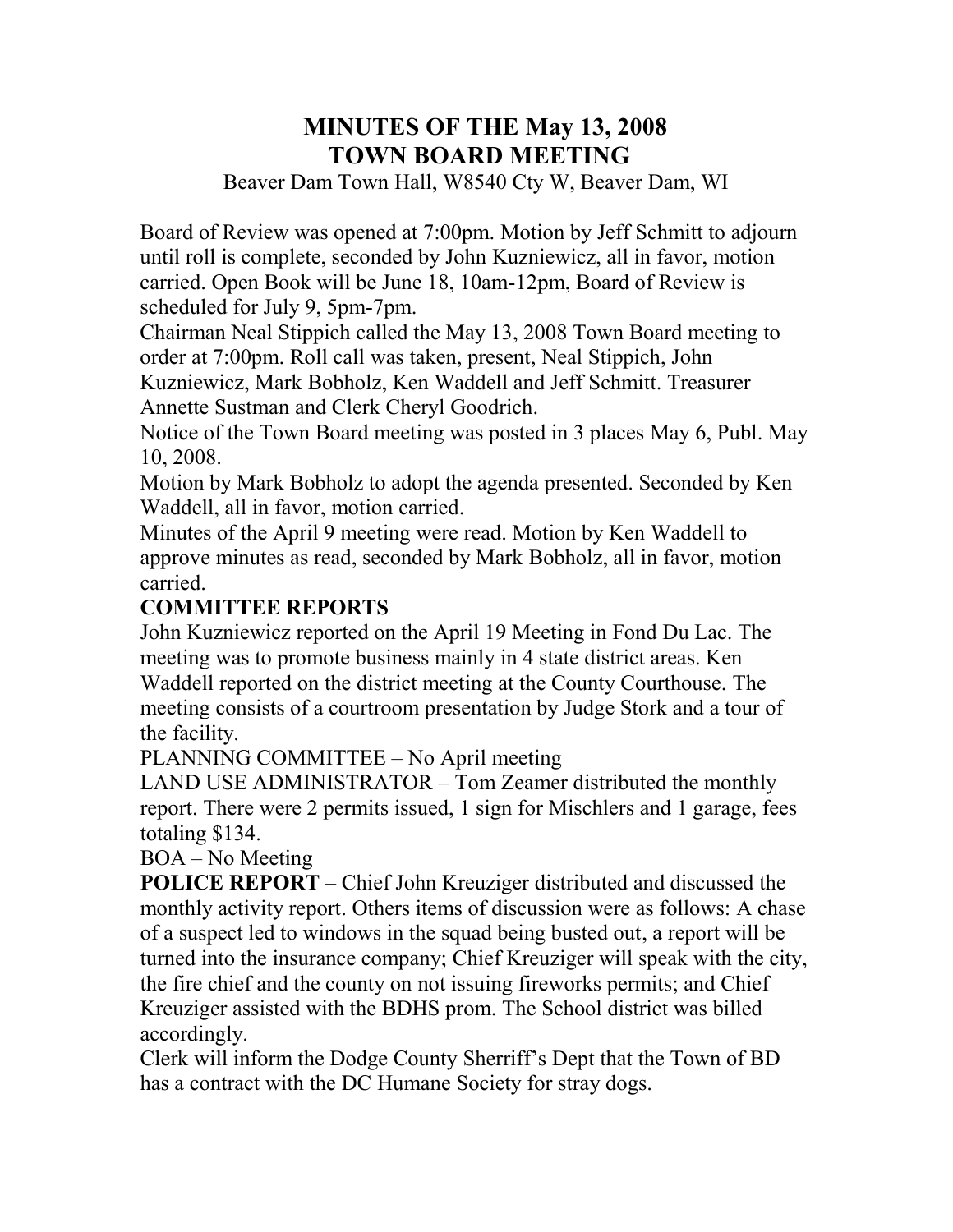# MINUTES OF THE May 13, 2008 TOWN BOARD MEETING

Beaver Dam Town Hall, W8540 Cty W, Beaver Dam, WI

Board of Review was opened at 7:00pm. Motion by Jeff Schmitt to adjourn until roll is complete, seconded by John Kuzniewicz, all in favor, motion carried. Open Book will be June 18, 10am-12pm, Board of Review is scheduled for July 9, 5pm-7pm.

Chairman Neal Stippich called the May 13, 2008 Town Board meeting to order at 7:00pm. Roll call was taken, present, Neal Stippich, John Kuzniewicz, Mark Bobholz, Ken Waddell and Jeff Schmitt. Treasurer Annette Sustman and Clerk Cheryl Goodrich.

Notice of the Town Board meeting was posted in 3 places May 6, Publ. May 10, 2008.

Motion by Mark Bobholz to adopt the agenda presented. Seconded by Ken Waddell, all in favor, motion carried.

Minutes of the April 9 meeting were read. Motion by Ken Waddell to approve minutes as read, seconded by Mark Bobholz, all in favor, motion carried.

**COMMITTEE REPORTS**

John Kuzniewicz reported on the April 19 Meeting in Fond Du Lac. The meeting was to promote business mainly in 4 state district areas. Ken Waddell reported on the district meeting at the County Courthouse. The meeting consists of a courtroom presentation by Judge Stork and a tour of the facility.

PLANNING COMMITTEE – No April meeting

LAND USE ADMINISTRATOR – Tom Zeamer distributed the monthly report. There were 2 permits issued, 1 sign for Mischlers and 1 garage, fees totaling $134.

BOA – No Meeting

**POLICE REPORT** – Chief John Kreuziger distributed and discussed the monthly activity report. Others items of discussion were as follows: A chase of a suspect led to windows in the squad being busted out, a report will be turned into the insurance company; Chief Kreuziger will speak with the city, the fire chief and the county on not issuing fireworks permits; and Chief Kreuziger assisted with the BDHS prom. The School district was billed accordingly.

Clerk will inform the Dodge County Sherriff's Dept that the Town of BD has a contract with the DC Humane Society for stray dogs.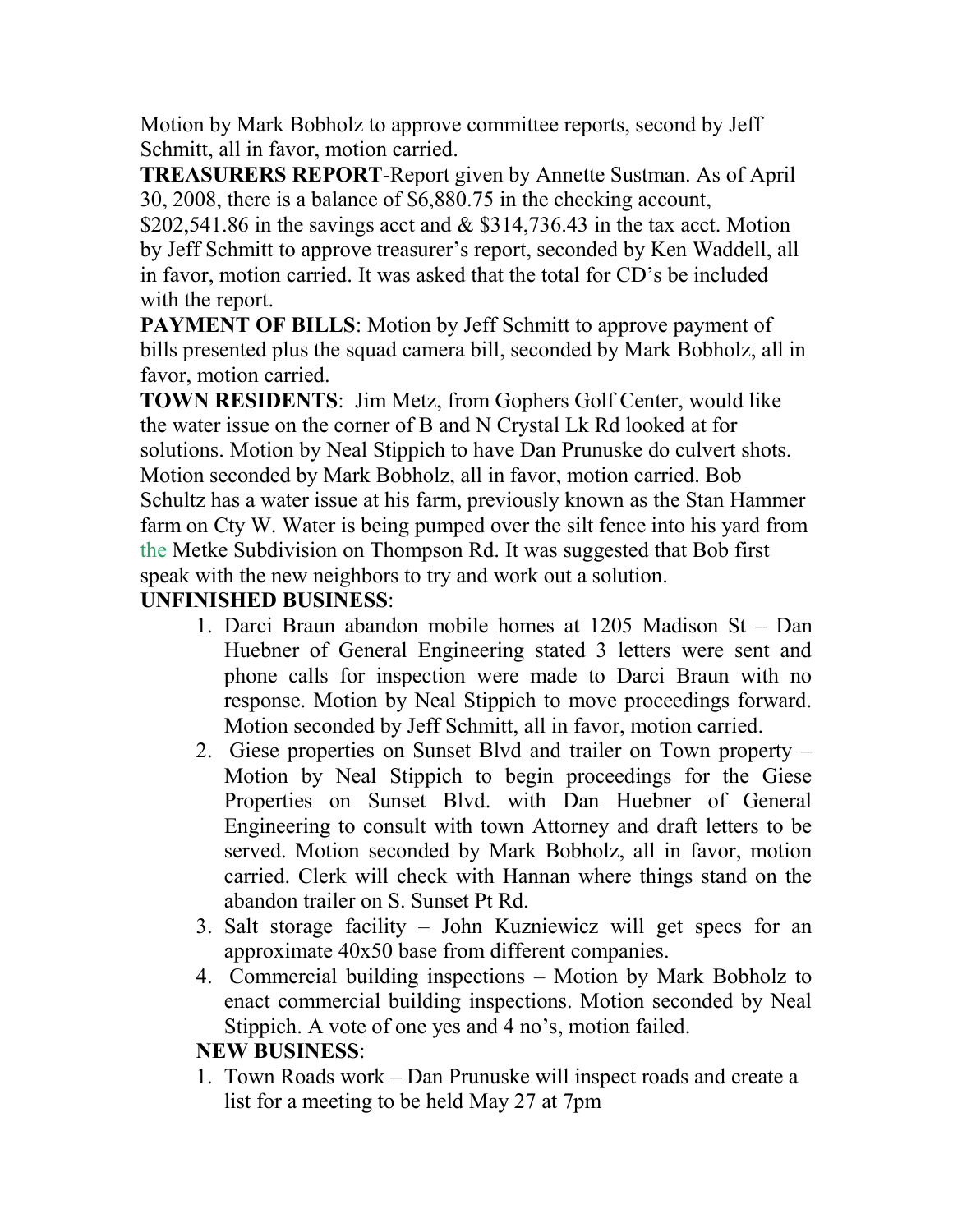Motion by Mark Bobholz to approve committee reports, second by Jeff Schmitt, all in favor, motion carried.

**TREASURERS REPORT**-Report given by Annette Sustman. As of April 30, 2008, there is a balance of $6,880.75 in the checking account, $202,541.86 in the savings acct and & $314,736.43 in the tax acct. Motion by Jeff Schmitt to approve treasurer's report, seconded by Ken Waddell, all in favor, motion carried. It was asked that the total for CD's be included with the report.

**PAYMENT OF BILLS**: Motion by Jeff Schmitt to approve payment of bills presented plus the squad camera bill, seconded by Mark Bobholz, all in favor, motion carried.

**TOWN RESIDENTS**: Jim Metz, from Gophers Golf Center, would like the water issue on the corner of B and N Crystal Lk Rd looked at for solutions. Motion by Neal Stippich to have Dan Prunuske do culvert shots. Motion seconded by Mark Bobholz, all in favor, motion carried. Bob Schultz has a water issue at his farm, previously known as the Stan Hammer farm on Cty W. Water is being pumped over the silt fence into his yard from the Metke Subdivision on Thompson Rd. It was suggested that Bob first speak with the new neighbors to try and work out a solution.

**UNFINISHED BUSINESS**:

1. Darci Braun abandon mobile homes at 1205 Madison St – Dan Huebner of General Engineering stated 3 letters were sent and phone calls for inspection were made to Darci Braun with no response. Motion by Neal Stippich to move proceedings forward. Motion seconded by Jeff Schmitt, all in favor, motion carried.
2. Giese properties on Sunset Blvd and trailer on Town property – Motion by Neal Stippich to begin proceedings for the Giese Properties on Sunset Blvd. with Dan Huebner of General Engineering to consult with town Attorney and draft letters to be served. Motion seconded by Mark Bobholz, all in favor, motion carried. Clerk will check with Hannan where things stand on the abandon trailer on S. Sunset Pt Rd.
3. Salt storage facility – John Kuzniewicz will get specs for an approximate 40x50 base from different companies.
4. Commercial building inspections – Motion by Mark Bobholz to enact commercial building inspections. Motion seconded by Neal Stippich. A vote of one yes and 4 no's, motion failed.

**NEW BUSINESS**:

1. Town Roads work – Dan Prunuske will inspect roads and create a list for a meeting to be held May 27 at 7pm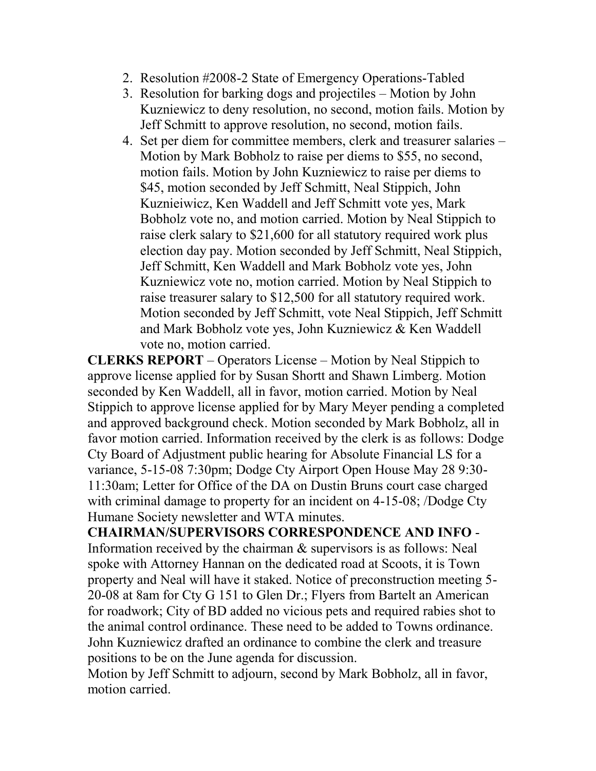2. Resolution #2008-2 State of Emergency Operations-Tabled
3. Resolution for barking dogs and projectiles – Motion by John Kuzniewicz to deny resolution, no second, motion fails. Motion by Jeff Schmitt to approve resolution, no second, motion fails.
4. Set per diem for committee members, clerk and treasurer salaries – Motion by Mark Bobholz to raise per diems to $55, no second, motion fails. Motion by John Kuzniewicz to raise per diems to $45, motion seconded by Jeff Schmitt, Neal Stippich, John Kuznieiwicz, Ken Waddell and Jeff Schmitt vote yes, Mark Bobholz vote no, and motion carried. Motion by Neal Stippich to raise clerk salary to $21,600 for all statutory required work plus election day pay. Motion seconded by Jeff Schmitt, Neal Stippich, Jeff Schmitt, Ken Waddell and Mark Bobholz vote yes, John Kuzniewicz vote no, motion carried. Motion by Neal Stippich to raise treasurer salary to $12,500 for all statutory required work. Motion seconded by Jeff Schmitt, vote Neal Stippich, Jeff Schmitt and Mark Bobholz vote yes, John Kuzniewicz & Ken Waddell vote no, motion carried.

**CLERKS REPORT** – Operators License – Motion by Neal Stippich to approve license applied for by Susan Shortt and Shawn Limberg. Motion seconded by Ken Waddell, all in favor, motion carried. Motion by Neal Stippich to approve license applied for by Mary Meyer pending a completed and approved background check. Motion seconded by Mark Bobholz, all in favor motion carried. Information received by the clerk is as follows: Dodge Cty Board of Adjustment public hearing for Absolute Financial LS for a variance, 5-15-08 7:30pm; Dodge Cty Airport Open House May 28 9:30-11:30am; Letter for Office of the DA on Dustin Bruns court case charged with criminal damage to property for an incident on 4-15-08; /Dodge Cty Humane Society newsletter and WTA minutes.

**CHAIRMAN/SUPERVISORS CORRESPONDENCE AND INFO** - Information received by the chairman & supervisors is as follows: Neal spoke with Attorney Hannan on the dedicated road at Scoots, it is Town property and Neal will have it staked. Notice of preconstruction meeting 5-20-08 at 8am for Cty G 151 to Glen Dr.; Flyers from Bartelt an American for roadwork; City of BD added no vicious pets and required rabies shot to the animal control ordinance. These need to be added to Towns ordinance. John Kuzniewicz drafted an ordinance to combine the clerk and treasure positions to be on the June agenda for discussion.

Motion by Jeff Schmitt to adjourn, second by Mark Bobholz, all in favor, motion carried.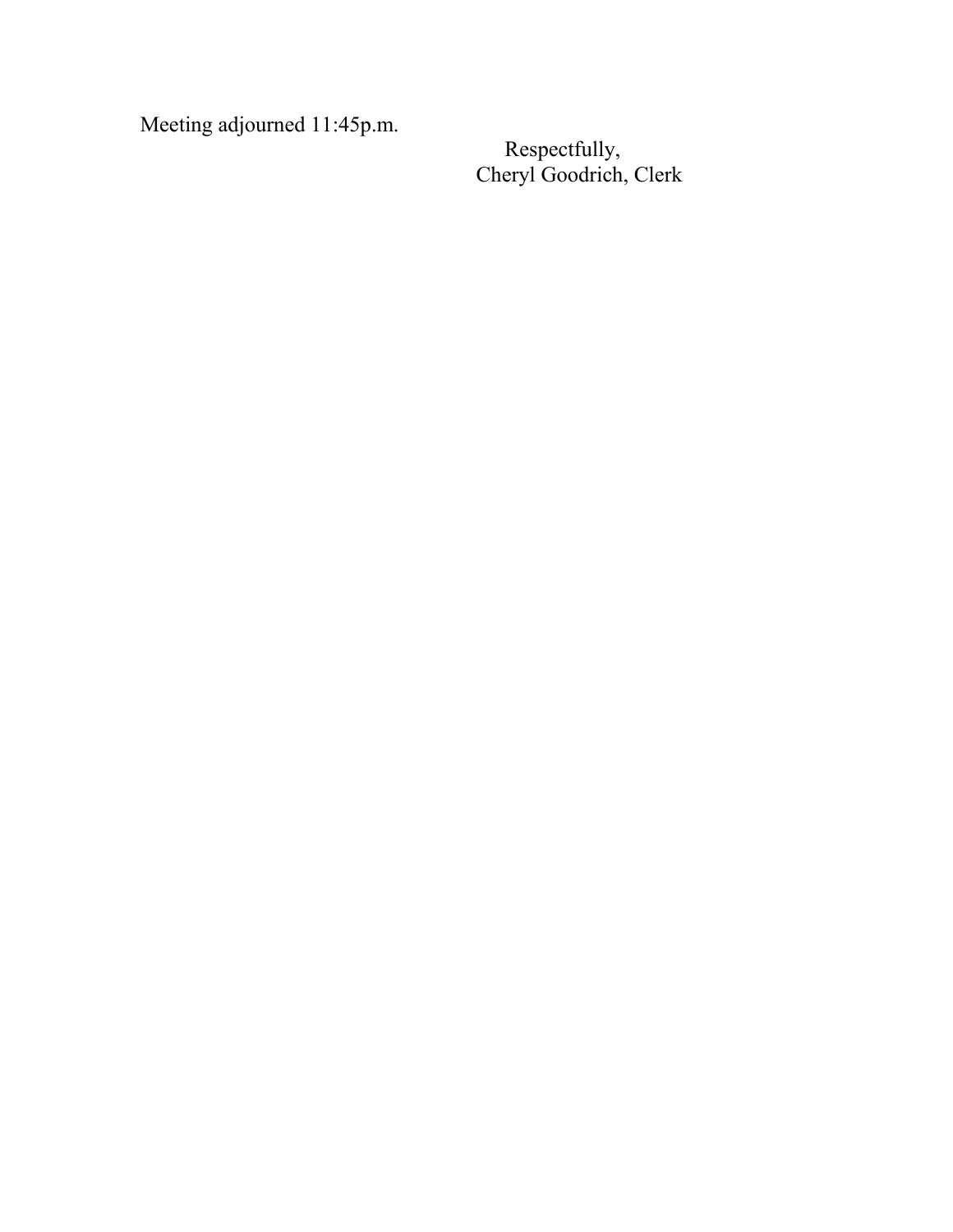Meeting adjourned 11:45p.m.

Respectfully,
Cheryl Goodrich, Clerk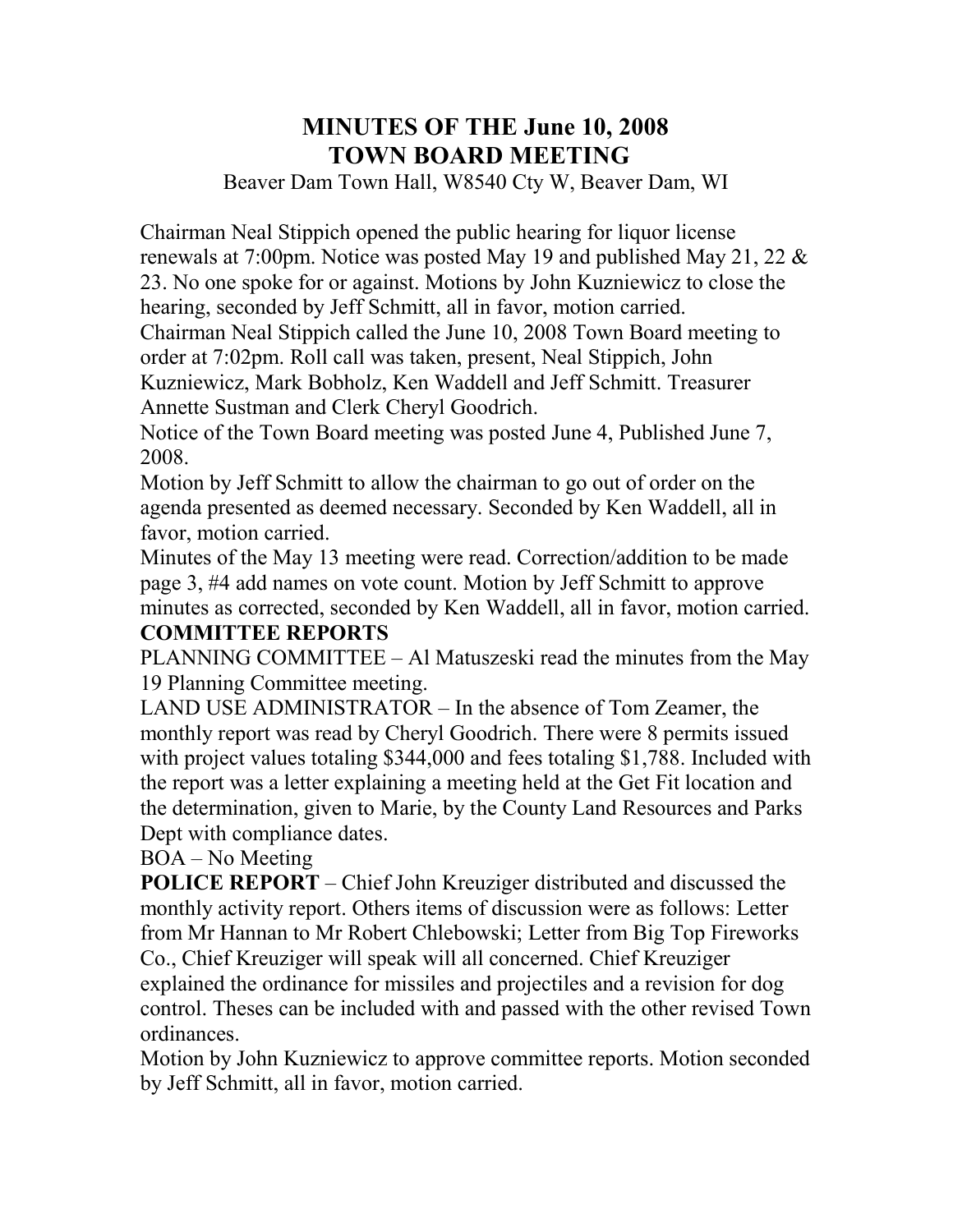# MINUTES OF THE June 10, 2008
# TOWN BOARD MEETING

Beaver Dam Town Hall, W8540 Cty W, Beaver Dam, WI

Chairman Neal Stippich opened the public hearing for liquor license renewals at 7:00pm. Notice was posted May 19 and published May 21, 22 & 23. No one spoke for or against. Motions by John Kuzniewicz to close the hearing, seconded by Jeff Schmitt, all in favor, motion carried.

Chairman Neal Stippich called the June 10, 2008 Town Board meeting to order at 7:02pm. Roll call was taken, present, Neal Stippich, John Kuzniewicz, Mark Bobholz, Ken Waddell and Jeff Schmitt. Treasurer Annette Sustman and Clerk Cheryl Goodrich.

Notice of the Town Board meeting was posted June 4, Published June 7, 2008.

Motion by Jeff Schmitt to allow the chairman to go out of order on the agenda presented as deemed necessary. Seconded by Ken Waddell, all in favor, motion carried.

Minutes of the May 13 meeting were read. Correction/addition to be made page 3, #4 add names on vote count. Motion by Jeff Schmitt to approve minutes as corrected, seconded by Ken Waddell, all in favor, motion carried.

**COMMITTEE REPORTS**

PLANNING COMMITTEE – Al Matuszeski read the minutes from the May 19 Planning Committee meeting.

LAND USE ADMINISTRATOR – In the absence of Tom Zeamer, the monthly report was read by Cheryl Goodrich. There were 8 permits issued with project values totaling $344,000 and fees totaling $1,788. Included with the report was a letter explaining a meeting held at the Get Fit location and the determination, given to Marie, by the County Land Resources and Parks Dept with compliance dates.

BOA – No Meeting

**POLICE REPORT** – Chief John Kreuziger distributed and discussed the monthly activity report. Others items of discussion were as follows: Letter from Mr Hannan to Mr Robert Chlebowski; Letter from Big Top Fireworks Co., Chief Kreuziger will speak will all concerned. Chief Kreuziger explained the ordinance for missiles and projectiles and a revision for dog control. Theses can be included with and passed with the other revised Town ordinances.

Motion by John Kuzniewicz to approve committee reports. Motion seconded by Jeff Schmitt, all in favor, motion carried.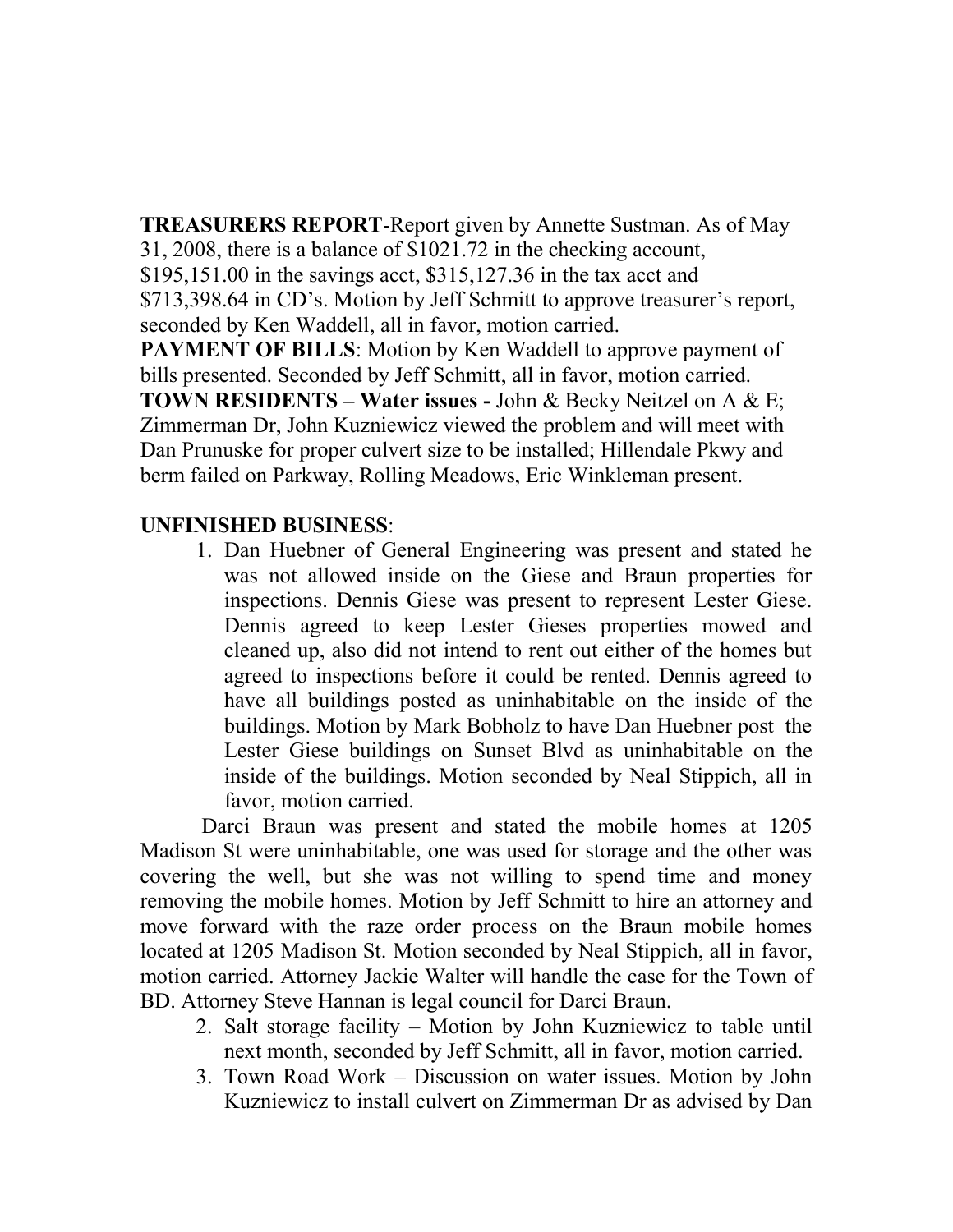**TREASURERS REPORT**-Report given by Annette Sustman. As of May 31, 2008, there is a balance of $1021.72 in the checking account, $195,151.00 in the savings acct, $315,127.36 in the tax acct and $713,398.64 in CD's. Motion by Jeff Schmitt to approve treasurer's report, seconded by Ken Waddell, all in favor, motion carried.

**PAYMENT OF BILLS**: Motion by Ken Waddell to approve payment of bills presented. Seconded by Jeff Schmitt, all in favor, motion carried.

**TOWN RESIDENTS – Water issues -** John & Becky Neitzel on A & E; Zimmerman Dr, John Kuzniewicz viewed the problem and will meet with Dan Prunuske for proper culvert size to be installed; Hillendale Pkwy and berm failed on Parkway, Rolling Meadows, Eric Winkleman present.

**UNFINISHED BUSINESS**:

1. Dan Huebner of General Engineering was present and stated he was not allowed inside on the Giese and Braun properties for inspections. Dennis Giese was present to represent Lester Giese. Dennis agreed to keep Lester Gieses properties mowed and cleaned up, also did not intend to rent out either of the homes but agreed to inspections before it could be rented. Dennis agreed to have all buildings posted as uninhabitable on the inside of the buildings. Motion by Mark Bobholz to have Dan Huebner post the Lester Giese buildings on Sunset Blvd as uninhabitable on the inside of the buildings. Motion seconded by Neal Stippich, all in favor, motion carried.

Darci Braun was present and stated the mobile homes at 1205 Madison St were uninhabitable, one was used for storage and the other was covering the well, but she was not willing to spend time and money removing the mobile homes. Motion by Jeff Schmitt to hire an attorney and move forward with the raze order process on the Braun mobile homes located at 1205 Madison St. Motion seconded by Neal Stippich, all in favor, motion carried. Attorney Jackie Walter will handle the case for the Town of BD. Attorney Steve Hannan is legal council for Darci Braun.

2. Salt storage facility – Motion by John Kuzniewicz to table until next month, seconded by Jeff Schmitt, all in favor, motion carried.
3. Town Road Work – Discussion on water issues. Motion by John Kuzniewicz to install culvert on Zimmerman Dr as advised by Dan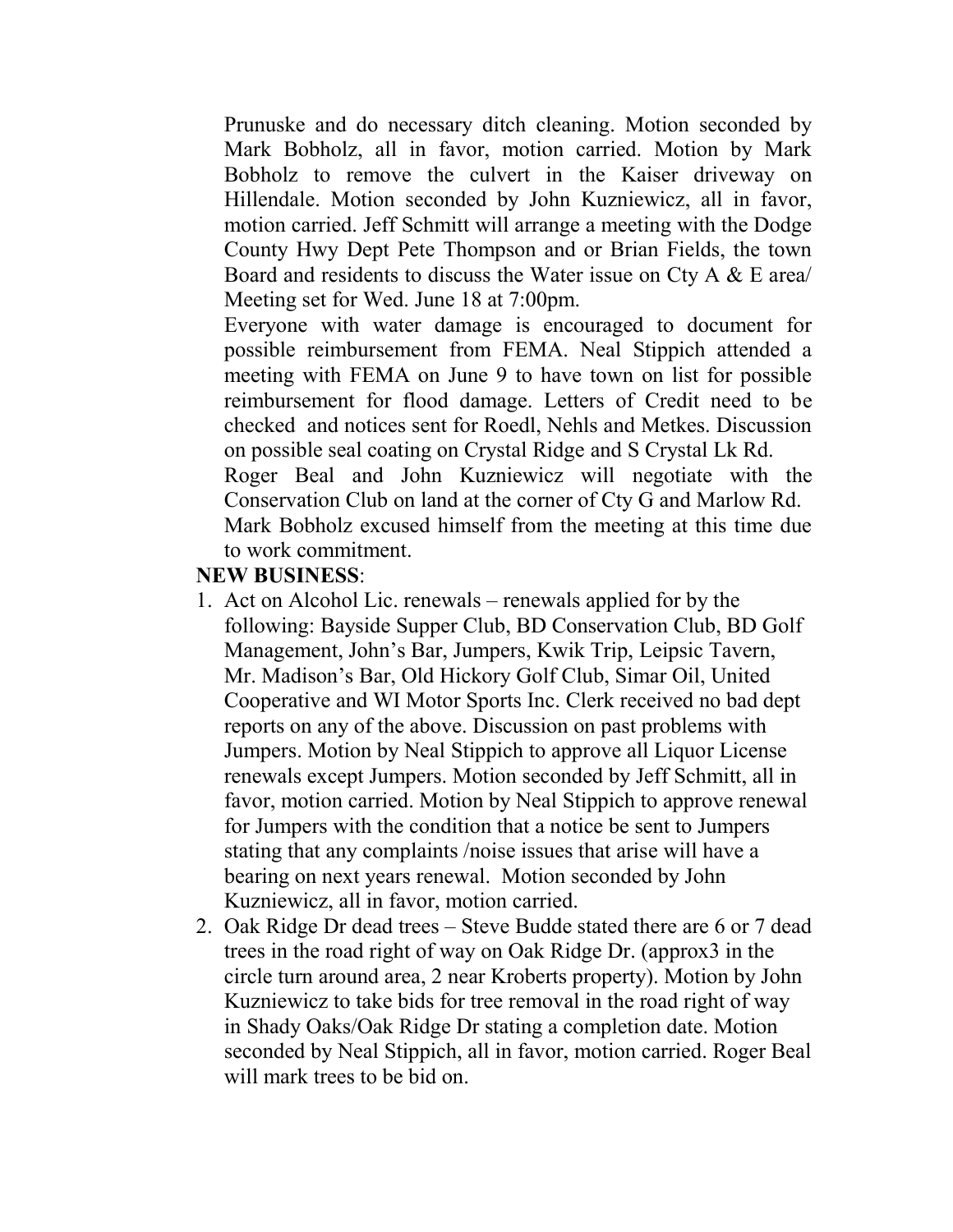Prunuske and do necessary ditch cleaning. Motion seconded by Mark Bobholz, all in favor, motion carried. Motion by Mark Bobholz to remove the culvert in the Kaiser driveway on Hillendale. Motion seconded by John Kuzniewicz, all in favor, motion carried. Jeff Schmitt will arrange a meeting with the Dodge County Hwy Dept Pete Thompson and or Brian Fields, the town Board and residents to discuss the Water issue on Cty A & E area/ Meeting set for Wed. June 18 at 7:00pm.

Everyone with water damage is encouraged to document for possible reimbursement from FEMA. Neal Stippich attended a meeting with FEMA on June 9 to have town on list for possible reimbursement for flood damage. Letters of Credit need to be checked and notices sent for Roedl, Nehls and Metkes. Discussion on possible seal coating on Crystal Ridge and S Crystal Lk Rd.

Roger Beal and John Kuzniewicz will negotiate with the Conservation Club on land at the corner of Cty G and Marlow Rd.

Mark Bobholz excused himself from the meeting at this time due to work commitment.

**NEW BUSINESS**:

1. Act on Alcohol Lic. renewals – renewals applied for by the following: Bayside Supper Club, BD Conservation Club, BD Golf Management, John's Bar, Jumpers, Kwik Trip, Leipsic Tavern, Mr. Madison's Bar, Old Hickory Golf Club, Simar Oil, United Cooperative and WI Motor Sports Inc. Clerk received no bad dept reports on any of the above. Discussion on past problems with Jumpers. Motion by Neal Stippich to approve all Liquor License renewals except Jumpers. Motion seconded by Jeff Schmitt, all in favor, motion carried. Motion by Neal Stippich to approve renewal for Jumpers with the condition that a notice be sent to Jumpers stating that any complaints /noise issues that arise will have a bearing on next years renewal. Motion seconded by John Kuzniewicz, all in favor, motion carried.
2. Oak Ridge Dr dead trees – Steve Budde stated there are 6 or 7 dead trees in the road right of way on Oak Ridge Dr. (approx3 in the circle turn around area, 2 near Kroberts property). Motion by John Kuzniewicz to take bids for tree removal in the road right of way in Shady Oaks/Oak Ridge Dr stating a completion date. Motion seconded by Neal Stippich, all in favor, motion carried. Roger Beal will mark trees to be bid on.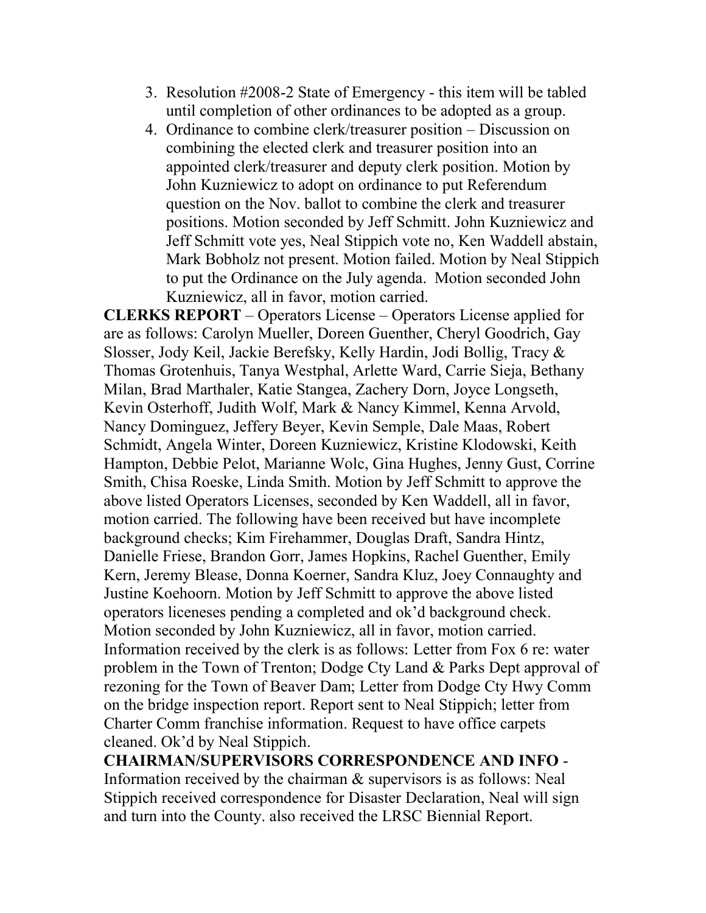3. Resolution #2008-2 State of Emergency - this item will be tabled until completion of other ordinances to be adopted as a group.
4. Ordinance to combine clerk/treasurer position – Discussion on combining the elected clerk and treasurer position into an appointed clerk/treasurer and deputy clerk position. Motion by John Kuzniewicz to adopt on ordinance to put Referendum question on the Nov. ballot to combine the clerk and treasurer positions. Motion seconded by Jeff Schmitt. John Kuzniewicz and Jeff Schmitt vote yes, Neal Stippich vote no, Ken Waddell abstain, Mark Bobholz not present. Motion failed. Motion by Neal Stippich to put the Ordinance on the July agenda. Motion seconded John Kuzniewicz, all in favor, motion carried.

**CLERKS REPORT** – Operators License – Operators License applied for are as follows: Carolyn Mueller, Doreen Guenther, Cheryl Goodrich, Gay Slosser, Jody Keil, Jackie Berefsky, Kelly Hardin, Jodi Bollig, Tracy & Thomas Grotenhuis, Tanya Westphal, Arlette Ward, Carrie Sieja, Bethany Milan, Brad Marthaler, Katie Stangea, Zachery Dorn, Joyce Longseth, Kevin Osterhoff, Judith Wolf, Mark & Nancy Kimmel, Kenna Arvold, Nancy Dominguez, Jeffery Beyer, Kevin Semple, Dale Maas, Robert Schmidt, Angela Winter, Doreen Kuzniewicz, Kristine Klodowski, Keith Hampton, Debbie Pelot, Marianne Wolc, Gina Hughes, Jenny Gust, Corrine Smith, Chisa Roeske, Linda Smith. Motion by Jeff Schmitt to approve the above listed Operators Licenses, seconded by Ken Waddell, all in favor, motion carried. The following have been received but have incomplete background checks; Kim Firehammer, Douglas Draft, Sandra Hintz, Danielle Friese, Brandon Gorr, James Hopkins, Rachel Guenther, Emily Kern, Jeremy Blease, Donna Koerner, Sandra Kluz, Joey Connaughty and Justine Koehoorn. Motion by Jeff Schmitt to approve the above listed operators liceneses pending a completed and ok'd background check. Motion seconded by John Kuzniewicz, all in favor, motion carried. Information received by the clerk is as follows: Letter from Fox 6 re: water problem in the Town of Trenton; Dodge Cty Land & Parks Dept approval of rezoning for the Town of Beaver Dam; Letter from Dodge Cty Hwy Comm on the bridge inspection report. Report sent to Neal Stippich; letter from Charter Comm franchise information. Request to have office carpets cleaned. Ok'd by Neal Stippich.

**CHAIRMAN/SUPERVISORS CORRESPONDENCE AND INFO** - Information received by the chairman & supervisors is as follows: Neal Stippich received correspondence for Disaster Declaration, Neal will sign and turn into the County. also received the LRSC Biennial Report.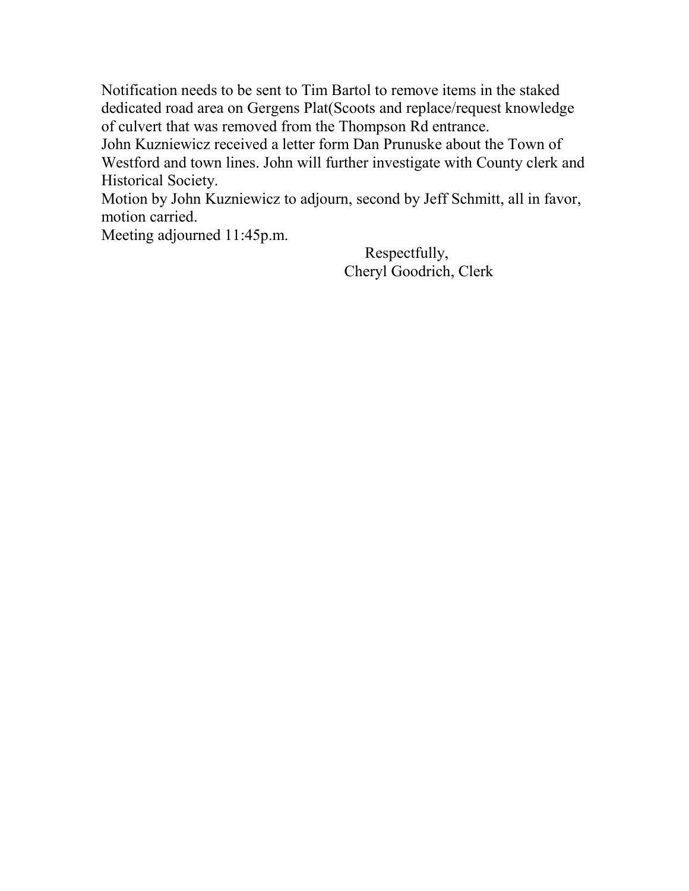Notification needs to be sent to Tim Bartol to remove items in the staked dedicated road area on Gergens Plat(Scoots and replace/request knowledge of culvert that was removed from the Thompson Rd entrance.

John Kuzniewicz received a letter form Dan Prunuske about the Town of Westford and town lines. John will further investigate with County clerk and Historical Society.

Motion by John Kuzniewicz to adjourn, second by Jeff Schmitt, all in favor, motion carried.

Meeting adjourned 11:45p.m.

Respectfully,
Cheryl Goodrich, Clerk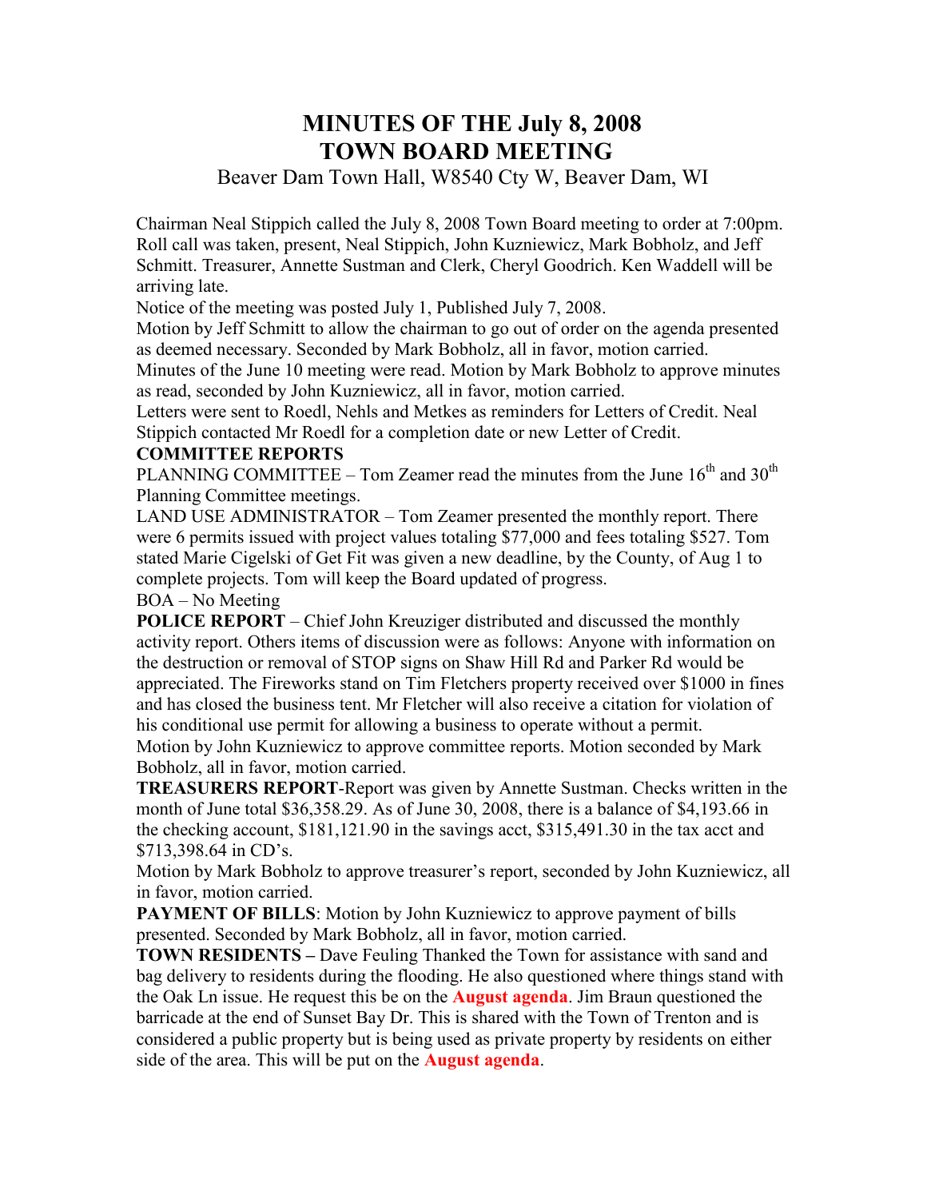# MINUTES OF THE July 8, 2008 TOWN BOARD MEETING

Beaver Dam Town Hall, W8540 Cty W, Beaver Dam, WI

Chairman Neal Stippich called the July 8, 2008 Town Board meeting to order at 7:00pm. Roll call was taken, present, Neal Stippich, John Kuzniewicz, Mark Bobholz, and Jeff Schmitt. Treasurer, Annette Sustman and Clerk, Cheryl Goodrich. Ken Waddell will be arriving late.

Notice of the meeting was posted July 1, Published July 7, 2008.

Motion by Jeff Schmitt to allow the chairman to go out of order on the agenda presented as deemed necessary. Seconded by Mark Bobholz, all in favor, motion carried.

Minutes of the June 10 meeting were read. Motion by Mark Bobholz to approve minutes as read, seconded by John Kuzniewicz, all in favor, motion carried.

Letters were sent to Roedl, Nehls and Metkes as reminders for Letters of Credit. Neal Stippich contacted Mr Roedl for a completion date or new Letter of Credit.

**COMMITTEE REPORTS**

PLANNING COMMITTEE – Tom Zeamer read the minutes from the June 16th and 30th Planning Committee meetings.

LAND USE ADMINISTRATOR – Tom Zeamer presented the monthly report. There were 6 permits issued with project values totaling $77,000 and fees totaling $527. Tom stated Marie Cigelski of Get Fit was given a new deadline, by the County, of Aug 1 to complete projects. Tom will keep the Board updated of progress.

BOA – No Meeting

**POLICE REPORT** – Chief John Kreuziger distributed and discussed the monthly activity report. Others items of discussion were as follows: Anyone with information on the destruction or removal of STOP signs on Shaw Hill Rd and Parker Rd would be appreciated. The Fireworks stand on Tim Fletchers property received over $1000 in fines and has closed the business tent. Mr Fletcher will also receive a citation for violation of his conditional use permit for allowing a business to operate without a permit.

Motion by John Kuzniewicz to approve committee reports. Motion seconded by Mark Bobholz, all in favor, motion carried.

**TREASURERS REPORT**-Report was given by Annette Sustman. Checks written in the month of June total $36,358.29. As of June 30, 2008, there is a balance of $4,193.66 in the checking account, $181,121.90 in the savings acct, $315,491.30 in the tax acct and $713,398.64 in CD's.

Motion by Mark Bobholz to approve treasurer's report, seconded by John Kuzniewicz, all in favor, motion carried.

**PAYMENT OF BILLS**: Motion by John Kuzniewicz to approve payment of bills presented. Seconded by Mark Bobholz, all in favor, motion carried.

**TOWN RESIDENTS –** Dave Feuling Thanked the Town for assistance with sand and bag delivery to residents during the flooding. He also questioned where things stand with the Oak Ln issue. He request this be on the **August agenda**. Jim Braun questioned the barricade at the end of Sunset Bay Dr. This is shared with the Town of Trenton and is considered a public property but is being used as private property by residents on either side of the area. This will be put on the **August agenda**.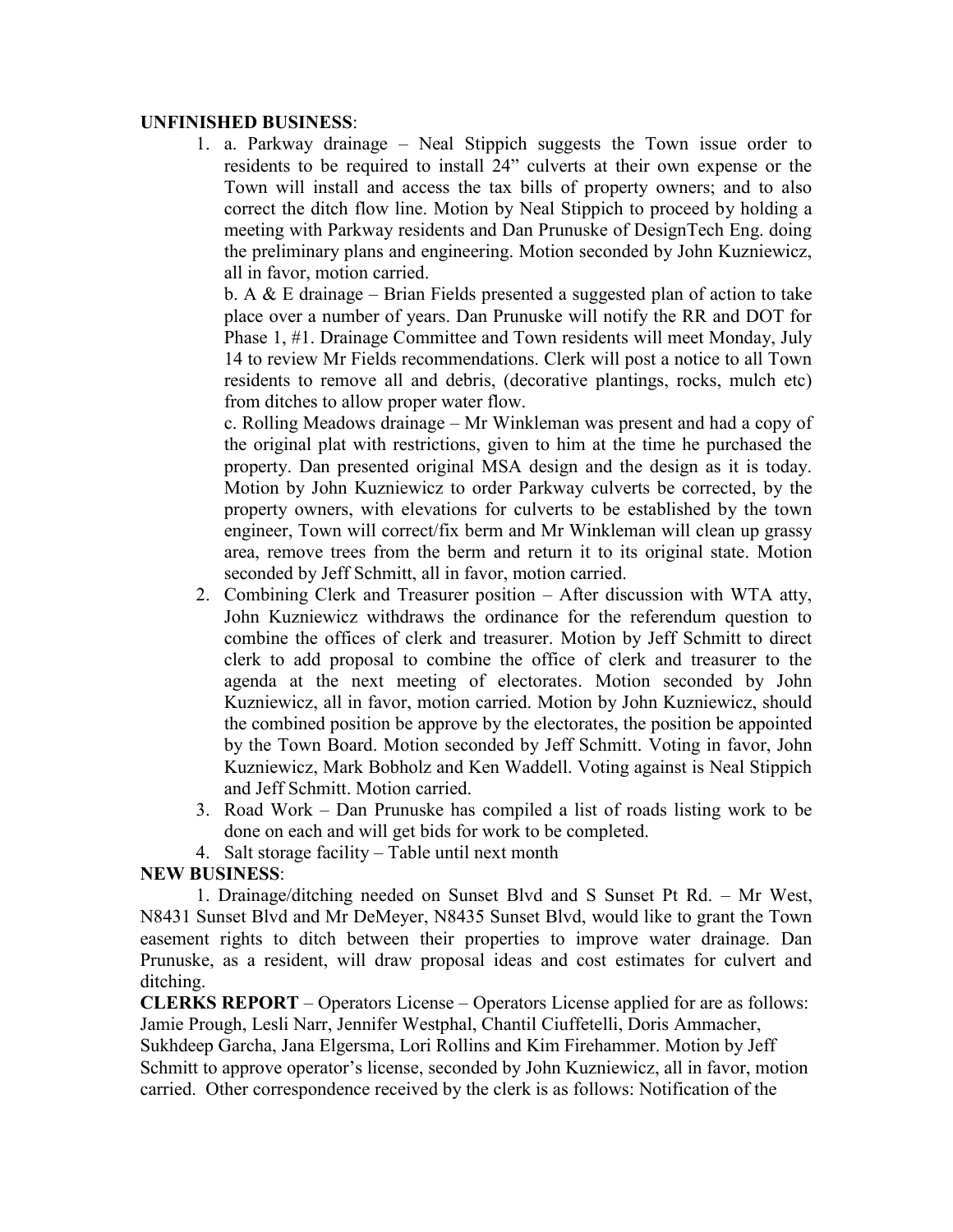**UNFINISHED BUSINESS**:

1. a. Parkway drainage – Neal Stippich suggests the Town issue order to residents to be required to install 24" culverts at their own expense or the Town will install and access the tax bills of property owners; and to also correct the ditch flow line. Motion by Neal Stippich to proceed by holding a meeting with Parkway residents and Dan Prunuske of DesignTech Eng. doing the preliminary plans and engineering. Motion seconded by John Kuzniewicz, all in favor, motion carried.

   b. A & E drainage – Brian Fields presented a suggested plan of action to take place over a number of years. Dan Prunuske will notify the RR and DOT for Phase 1, #1. Drainage Committee and Town residents will meet Monday, July 14 to review Mr Fields recommendations. Clerk will post a notice to all Town residents to remove all and debris, (decorative plantings, rocks, mulch etc) from ditches to allow proper water flow.

   c. Rolling Meadows drainage – Mr Winkleman was present and had a copy of the original plat with restrictions, given to him at the time he purchased the property. Dan presented original MSA design and the design as it is today. Motion by John Kuzniewicz to order Parkway culverts be corrected, by the property owners, with elevations for culverts to be established by the town engineer, Town will correct/fix berm and Mr Winkleman will clean up grassy area, remove trees from the berm and return it to its original state. Motion seconded by Jeff Schmitt, all in favor, motion carried.

2. Combining Clerk and Treasurer position – After discussion with WTA atty, John Kuzniewicz withdraws the ordinance for the referendum question to combine the offices of clerk and treasurer. Motion by Jeff Schmitt to direct clerk to add proposal to combine the office of clerk and treasurer to the agenda at the next meeting of electorates. Motion seconded by John Kuzniewicz, all in favor, motion carried. Motion by John Kuzniewicz, should the combined position be approve by the electorates, the position be appointed by the Town Board. Motion seconded by Jeff Schmitt. Voting in favor, John Kuzniewicz, Mark Bobholz and Ken Waddell. Voting against is Neal Stippich and Jeff Schmitt. Motion carried.

3. Road Work – Dan Prunuske has compiled a list of roads listing work to be done on each and will get bids for work to be completed.

4. Salt storage facility – Table until next month

**NEW BUSINESS**:

1. Drainage/ditching needed on Sunset Blvd and S Sunset Pt Rd. – Mr West, N8431 Sunset Blvd and Mr DeMeyer, N8435 Sunset Blvd, would like to grant the Town easement rights to ditch between their properties to improve water drainage. Dan Prunuske, as a resident, will draw proposal ideas and cost estimates for culvert and ditching.

**CLERKS REPORT** – Operators License – Operators License applied for are as follows: Jamie Prough, Lesli Narr, Jennifer Westphal, Chantil Ciuffetelli, Doris Ammacher, Sukhdeep Garcha, Jana Elgersma, Lori Rollins and Kim Firehammer. Motion by Jeff Schmitt to approve operator's license, seconded by John Kuzniewicz, all in favor, motion carried. Other correspondence received by the clerk is as follows: Notification of the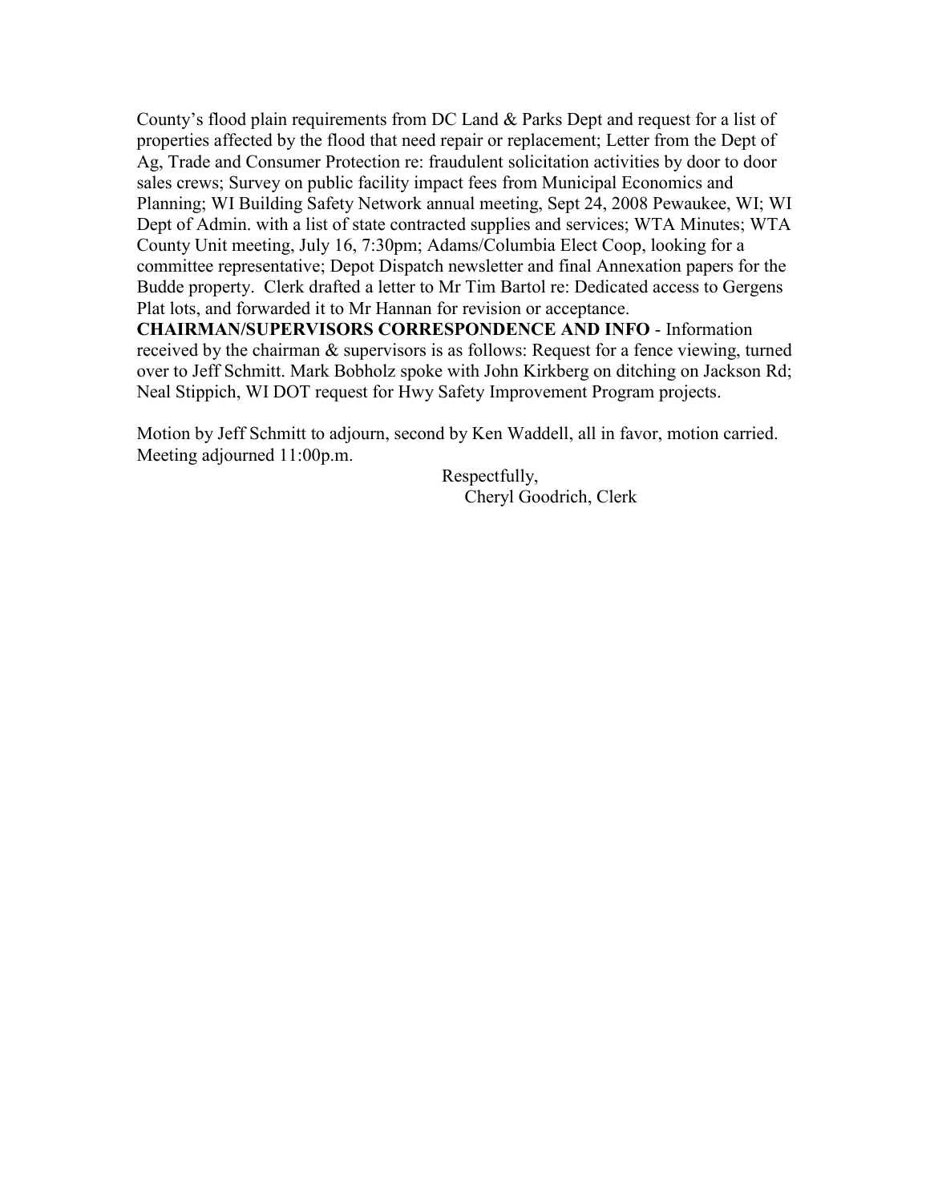County's flood plain requirements from DC Land & Parks Dept and request for a list of properties affected by the flood that need repair or replacement; Letter from the Dept of Ag, Trade and Consumer Protection re: fraudulent solicitation activities by door to door sales crews; Survey on public facility impact fees from Municipal Economics and Planning; WI Building Safety Network annual meeting, Sept 24, 2008 Pewaukee, WI; WI Dept of Admin. with a list of state contracted supplies and services; WTA Minutes; WTA County Unit meeting, July 16, 7:30pm; Adams/Columbia Elect Coop, looking for a committee representative; Depot Dispatch newsletter and final Annexation papers for the Budde property. Clerk drafted a letter to Mr Tim Bartol re: Dedicated access to Gergens Plat lots, and forwarded it to Mr Hannan for revision or acceptance.

**CHAIRMAN/SUPERVISORS CORRESPONDENCE AND INFO** - Information received by the chairman & supervisors is as follows: Request for a fence viewing, turned over to Jeff Schmitt. Mark Bobholz spoke with John Kirkberg on ditching on Jackson Rd; Neal Stippich, WI DOT request for Hwy Safety Improvement Program projects.

Motion by Jeff Schmitt to adjourn, second by Ken Waddell, all in favor, motion carried. Meeting adjourned 11:00p.m.

Respectfully,
Cheryl Goodrich, Clerk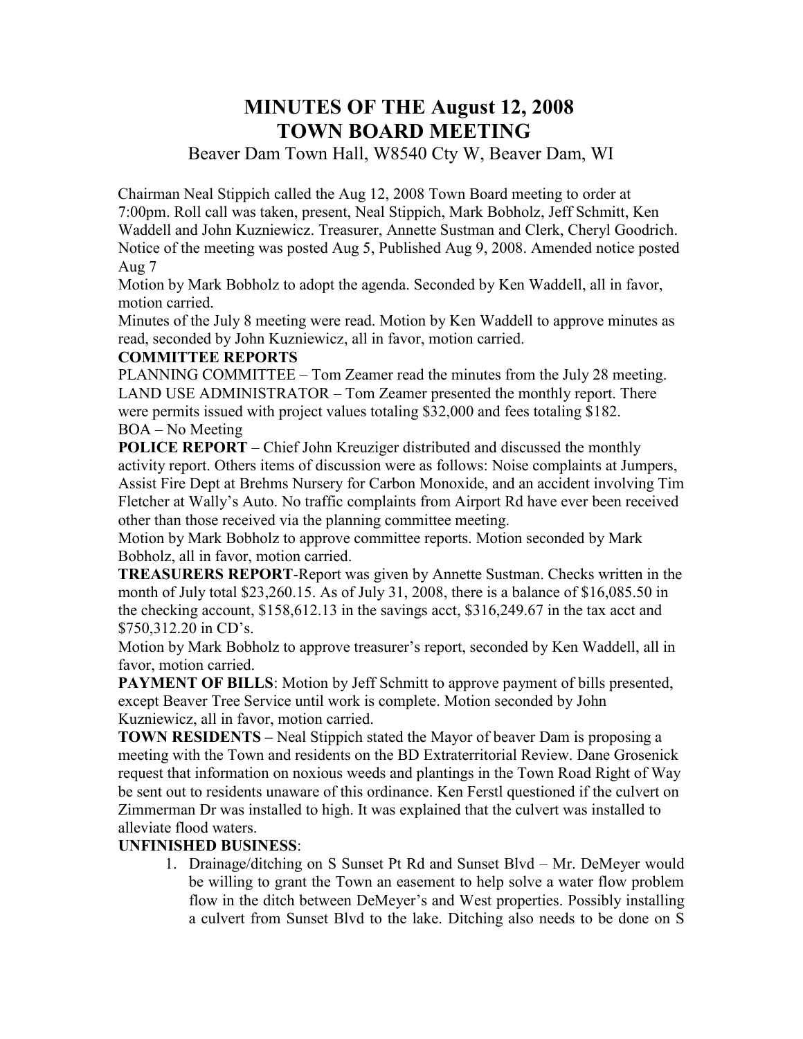# MINUTES OF THE August 12, 2008
# TOWN BOARD MEETING

Beaver Dam Town Hall, W8540 Cty W, Beaver Dam, WI

Chairman Neal Stippich called the Aug 12, 2008 Town Board meeting to order at 7:00pm. Roll call was taken, present, Neal Stippich, Mark Bobholz, Jeff Schmitt, Ken Waddell and John Kuzniewicz. Treasurer, Annette Sustman and Clerk, Cheryl Goodrich. Notice of the meeting was posted Aug 5, Published Aug 9, 2008. Amended notice posted Aug 7

Motion by Mark Bobholz to adopt the agenda. Seconded by Ken Waddell, all in favor, motion carried.

Minutes of the July 8 meeting were read. Motion by Ken Waddell to approve minutes as read, seconded by John Kuzniewicz, all in favor, motion carried.

**COMMITTEE REPORTS**

PLANNING COMMITTEE – Tom Zeamer read the minutes from the July 28 meeting.

LAND USE ADMINISTRATOR – Tom Zeamer presented the monthly report. There were permits issued with project values totaling $32,000 and fees totaling $182.

BOA – No Meeting

**POLICE REPORT** – Chief John Kreuziger distributed and discussed the monthly activity report. Others items of discussion were as follows: Noise complaints at Jumpers, Assist Fire Dept at Brehms Nursery for Carbon Monoxide, and an accident involving Tim Fletcher at Wally's Auto. No traffic complaints from Airport Rd have ever been received other than those received via the planning committee meeting.

Motion by Mark Bobholz to approve committee reports. Motion seconded by Mark Bobholz, all in favor, motion carried.

**TREASURERS REPORT**-Report was given by Annette Sustman. Checks written in the month of July total $23,260.15. As of July 31, 2008, there is a balance of $16,085.50 in the checking account, $158,612.13 in the savings acct, $316,249.67 in the tax acct and $750,312.20 in CD's.

Motion by Mark Bobholz to approve treasurer's report, seconded by Ken Waddell, all in favor, motion carried.

**PAYMENT OF BILLS**: Motion by Jeff Schmitt to approve payment of bills presented, except Beaver Tree Service until work is complete. Motion seconded by John Kuzniewicz, all in favor, motion carried.

**TOWN RESIDENTS –** Neal Stippich stated the Mayor of beaver Dam is proposing a meeting with the Town and residents on the BD Extraterritorial Review. Dane Grosenick request that information on noxious weeds and plantings in the Town Road Right of Way be sent out to residents unaware of this ordinance. Ken Ferstl questioned if the culvert on Zimmerman Dr was installed to high. It was explained that the culvert was installed to alleviate flood waters.

**UNFINISHED BUSINESS**:

1. Drainage/ditching on S Sunset Pt Rd and Sunset Blvd – Mr. DeMeyer would be willing to grant the Town an easement to help solve a water flow problem flow in the ditch between DeMeyer's and West properties. Possibly installing a culvert from Sunset Blvd to the lake. Ditching also needs to be done on S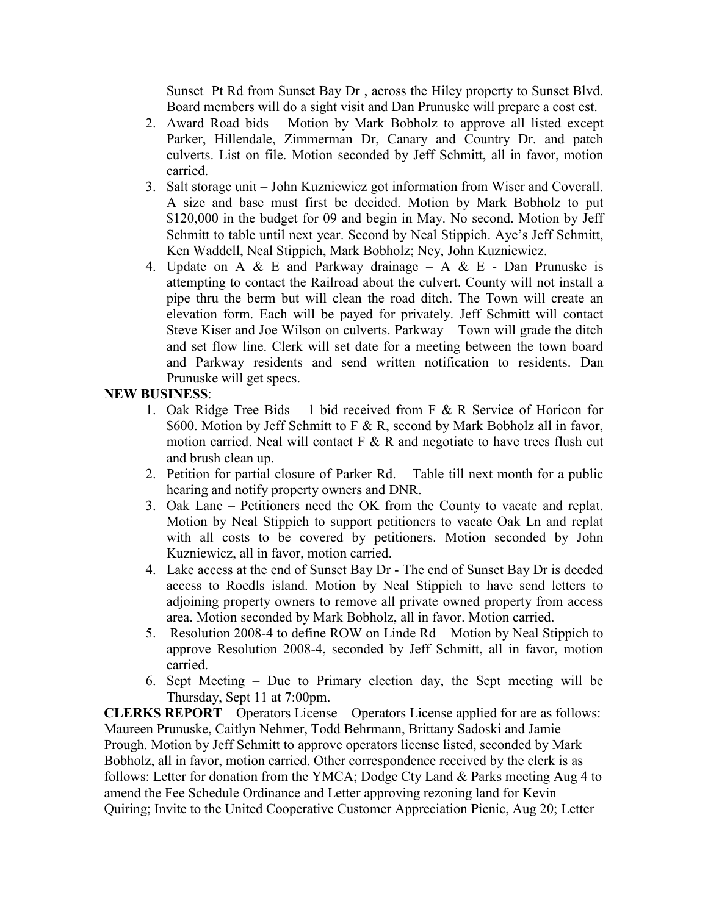Sunset Pt Rd from Sunset Bay Dr , across the Hiley property to Sunset Blvd. Board members will do a sight visit and Dan Prunuske will prepare a cost est.

2. Award Road bids – Motion by Mark Bobholz to approve all listed except Parker, Hillendale, Zimmerman Dr, Canary and Country Dr. and patch culverts. List on file. Motion seconded by Jeff Schmitt, all in favor, motion carried.
3. Salt storage unit – John Kuzniewicz got information from Wiser and Coverall. A size and base must first be decided. Motion by Mark Bobholz to put $120,000 in the budget for 09 and begin in May. No second. Motion by Jeff Schmitt to table until next year. Second by Neal Stippich. Aye's Jeff Schmitt, Ken Waddell, Neal Stippich, Mark Bobholz; Ney, John Kuzniewicz.
4. Update on A & E and Parkway drainage – A & E - Dan Prunuske is attempting to contact the Railroad about the culvert. County will not install a pipe thru the berm but will clean the road ditch. The Town will create an elevation form. Each will be payed for privately. Jeff Schmitt will contact Steve Kiser and Joe Wilson on culverts. Parkway – Town will grade the ditch and set flow line. Clerk will set date for a meeting between the town board and Parkway residents and send written notification to residents. Dan Prunuske will get specs.

**NEW BUSINESS**:

1. Oak Ridge Tree Bids – 1 bid received from F & R Service of Horicon for $600. Motion by Jeff Schmitt to F & R, second by Mark Bobholz all in favor, motion carried. Neal will contact F & R and negotiate to have trees flush cut and brush clean up.
2. Petition for partial closure of Parker Rd. – Table till next month for a public hearing and notify property owners and DNR.
3. Oak Lane – Petitioners need the OK from the County to vacate and replat. Motion by Neal Stippich to support petitioners to vacate Oak Ln and replat with all costs to be covered by petitioners. Motion seconded by John Kuzniewicz, all in favor, motion carried.
4. Lake access at the end of Sunset Bay Dr - The end of Sunset Bay Dr is deeded access to Roedls island. Motion by Neal Stippich to have send letters to adjoining property owners to remove all private owned property from access area. Motion seconded by Mark Bobholz, all in favor. Motion carried.
5. Resolution 2008-4 to define ROW on Linde Rd – Motion by Neal Stippich to approve Resolution 2008-4, seconded by Jeff Schmitt, all in favor, motion carried.
6. Sept Meeting – Due to Primary election day, the Sept meeting will be Thursday, Sept 11 at 7:00pm.

**CLERKS REPORT** – Operators License – Operators License applied for are as follows: Maureen Prunuske, Caitlyn Nehmer, Todd Behrmann, Brittany Sadoski and Jamie Prough. Motion by Jeff Schmitt to approve operators license listed, seconded by Mark Bobholz, all in favor, motion carried. Other correspondence received by the clerk is as follows: Letter for donation from the YMCA; Dodge Cty Land & Parks meeting Aug 4 to amend the Fee Schedule Ordinance and Letter approving rezoning land for Kevin Quiring; Invite to the United Cooperative Customer Appreciation Picnic, Aug 20; Letter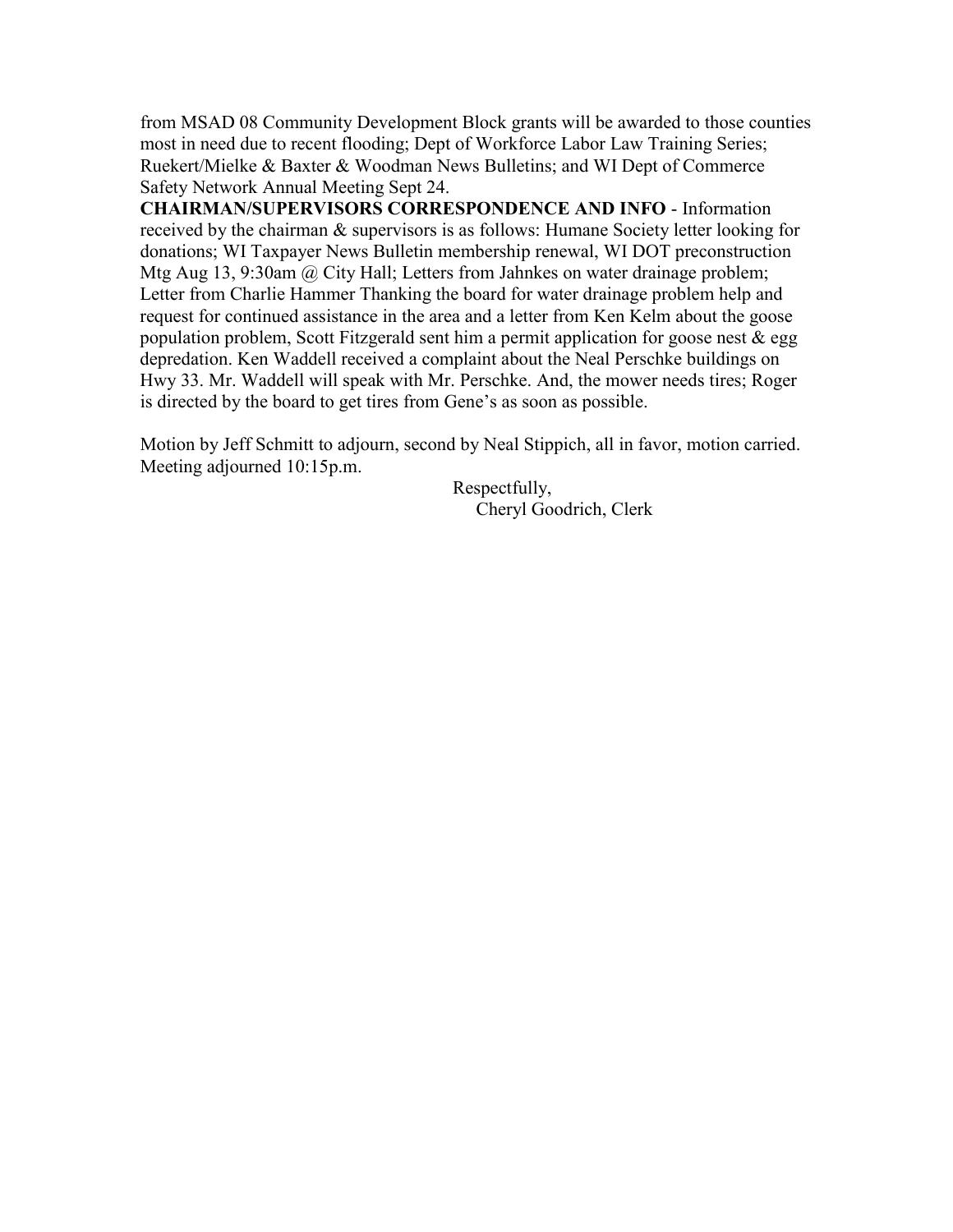from MSAD 08 Community Development Block grants will be awarded to those counties most in need due to recent flooding; Dept of Workforce Labor Law Training Series; Ruekert/Mielke & Baxter & Woodman News Bulletins; and WI Dept of Commerce Safety Network Annual Meeting Sept 24.

**CHAIRMAN/SUPERVISORS CORRESPONDENCE AND INFO** - Information received by the chairman & supervisors is as follows: Humane Society letter looking for donations; WI Taxpayer News Bulletin membership renewal, WI DOT preconstruction Mtg Aug 13, 9:30am @ City Hall; Letters from Jahnkes on water drainage problem; Letter from Charlie Hammer Thanking the board for water drainage problem help and request for continued assistance in the area and a letter from Ken Kelm about the goose population problem, Scott Fitzgerald sent him a permit application for goose nest & egg depredation. Ken Waddell received a complaint about the Neal Perschke buildings on Hwy 33. Mr. Waddell will speak with Mr. Perschke. And, the mower needs tires; Roger is directed by the board to get tires from Gene's as soon as possible.

Motion by Jeff Schmitt to adjourn, second by Neal Stippich, all in favor, motion carried. Meeting adjourned 10:15p.m.

Respectfully,
Cheryl Goodrich, Clerk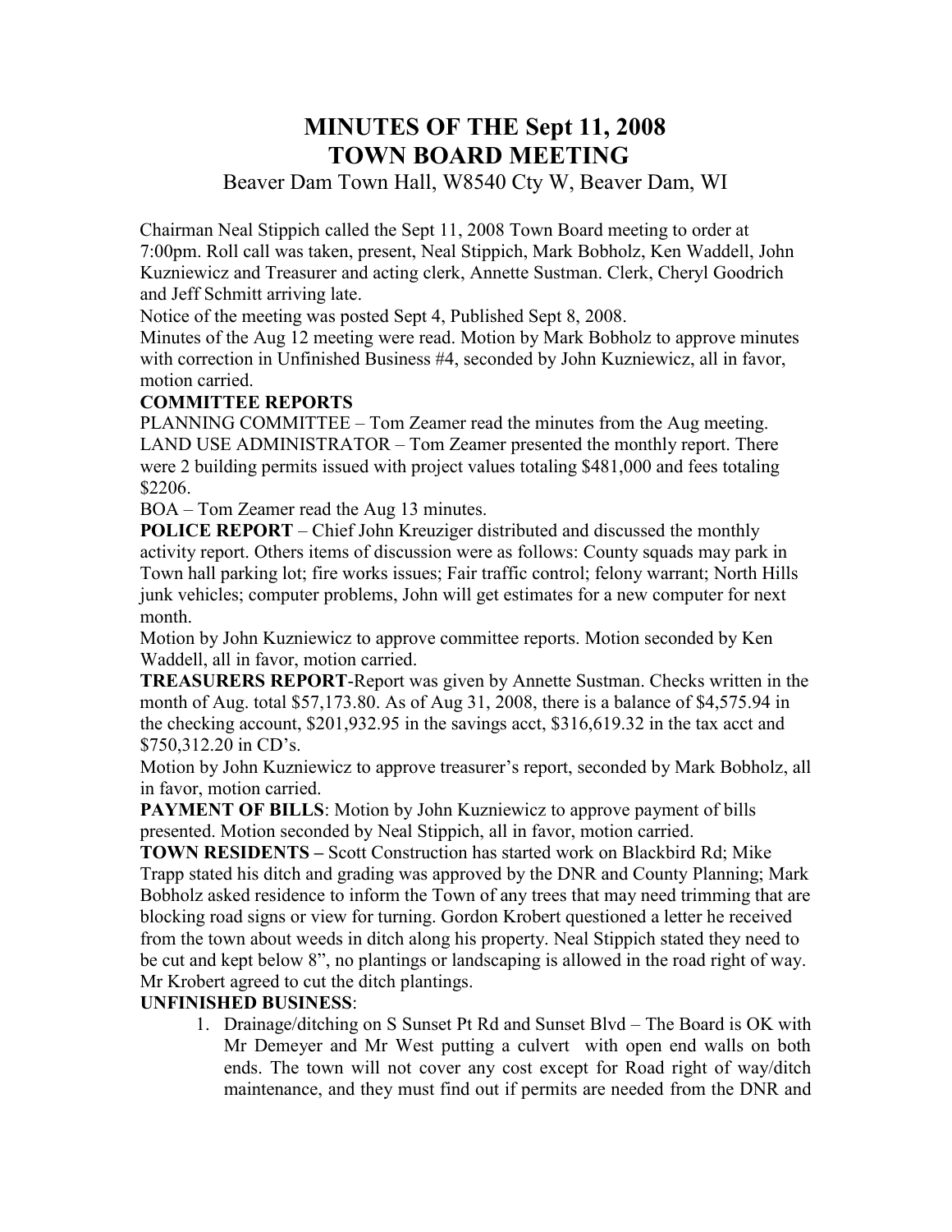# MINUTES OF THE Sept 11, 2008
# TOWN BOARD MEETING

Beaver Dam Town Hall, W8540 Cty W, Beaver Dam, WI

Chairman Neal Stippich called the Sept 11, 2008 Town Board meeting to order at 7:00pm. Roll call was taken, present, Neal Stippich, Mark Bobholz, Ken Waddell, John Kuzniewicz and Treasurer and acting clerk, Annette Sustman. Clerk, Cheryl Goodrich and Jeff Schmitt arriving late.

Notice of the meeting was posted Sept 4, Published Sept 8, 2008.

Minutes of the Aug 12 meeting were read. Motion by Mark Bobholz to approve minutes with correction in Unfinished Business #4, seconded by John Kuzniewicz, all in favor, motion carried.

**COMMITTEE REPORTS**

PLANNING COMMITTEE – Tom Zeamer read the minutes from the Aug meeting.

LAND USE ADMINISTRATOR – Tom Zeamer presented the monthly report. There were 2 building permits issued with project values totaling $481,000 and fees totaling $2206.

BOA – Tom Zeamer read the Aug 13 minutes.

**POLICE REPORT** – Chief John Kreuziger distributed and discussed the monthly activity report. Others items of discussion were as follows: County squads may park in Town hall parking lot; fire works issues; Fair traffic control; felony warrant; North Hills junk vehicles; computer problems, John will get estimates for a new computer for next month.

Motion by John Kuzniewicz to approve committee reports. Motion seconded by Ken Waddell, all in favor, motion carried.

**TREASURERS REPORT**-Report was given by Annette Sustman. Checks written in the month of Aug. total $57,173.80. As of Aug 31, 2008, there is a balance of $4,575.94 in the checking account, $201,932.95 in the savings acct, $316,619.32 in the tax acct and $750,312.20 in CD's.

Motion by John Kuzniewicz to approve treasurer's report, seconded by Mark Bobholz, all in favor, motion carried.

**PAYMENT OF BILLS**: Motion by John Kuzniewicz to approve payment of bills presented. Motion seconded by Neal Stippich, all in favor, motion carried.

**TOWN RESIDENTS –** Scott Construction has started work on Blackbird Rd; Mike Trapp stated his ditch and grading was approved by the DNR and County Planning; Mark Bobholz asked residence to inform the Town of any trees that may need trimming that are blocking road signs or view for turning. Gordon Krobert questioned a letter he received from the town about weeds in ditch along his property. Neal Stippich stated they need to be cut and kept below 8", no plantings or landscaping is allowed in the road right of way. Mr Krobert agreed to cut the ditch plantings.

**UNFINISHED BUSINESS**:

1. Drainage/ditching on S Sunset Pt Rd and Sunset Blvd – The Board is OK with Mr Demeyer and Mr West putting a culvert with open end walls on both ends. The town will not cover any cost except for Road right of way/ditch maintenance, and they must find out if permits are needed from the DNR and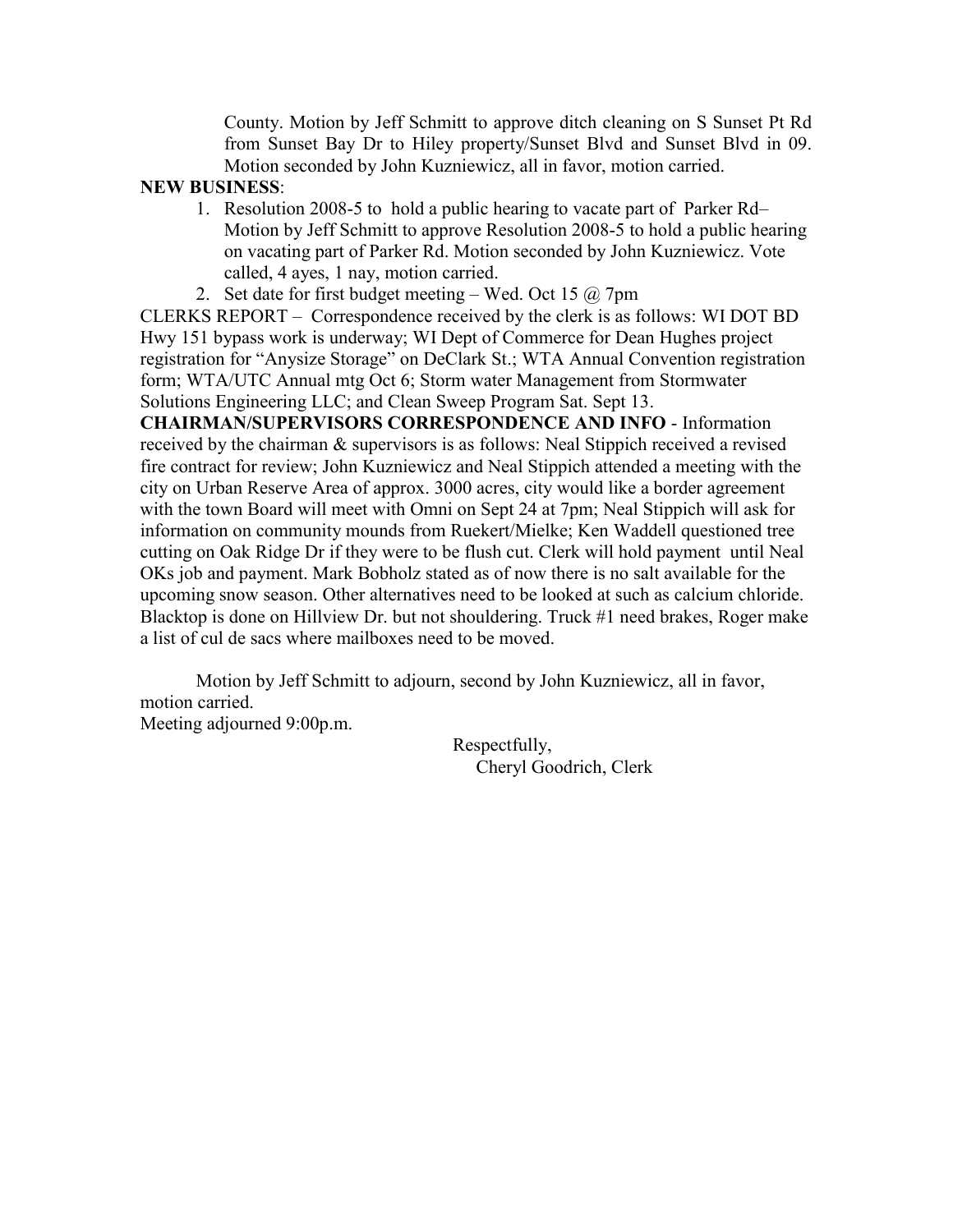County. Motion by Jeff Schmitt to approve ditch cleaning on S Sunset Pt Rd from Sunset Bay Dr to Hiley property/Sunset Blvd and Sunset Blvd in 09. Motion seconded by John Kuzniewicz, all in favor, motion carried.

**NEW BUSINESS**:

1. Resolution 2008-5 to hold a public hearing to vacate part of Parker Rd– Motion by Jeff Schmitt to approve Resolution 2008-5 to hold a public hearing on vacating part of Parker Rd. Motion seconded by John Kuzniewicz. Vote called, 4 ayes, 1 nay, motion carried.
2. Set date for first budget meeting – Wed. Oct 15 @ 7pm

CLERKS REPORT – Correspondence received by the clerk is as follows: WI DOT BD Hwy 151 bypass work is underway; WI Dept of Commerce for Dean Hughes project registration for "Anysize Storage" on DeClark St.; WTA Annual Convention registration form; WTA/UTC Annual mtg Oct 6; Storm water Management from Stormwater Solutions Engineering LLC; and Clean Sweep Program Sat. Sept 13.

**CHAIRMAN/SUPERVISORS CORRESPONDENCE AND INFO** - Information received by the chairman & supervisors is as follows: Neal Stippich received a revised fire contract for review; John Kuzniewicz and Neal Stippich attended a meeting with the city on Urban Reserve Area of approx. 3000 acres, city would like a border agreement with the town Board will meet with Omni on Sept 24 at 7pm; Neal Stippich will ask for information on community mounds from Ruekert/Mielke; Ken Waddell questioned tree cutting on Oak Ridge Dr if they were to be flush cut. Clerk will hold payment until Neal OKs job and payment. Mark Bobholz stated as of now there is no salt available for the upcoming snow season. Other alternatives need to be looked at such as calcium chloride. Blacktop is done on Hillview Dr. but not shouldering. Truck #1 need brakes, Roger make a list of cul de sacs where mailboxes need to be moved.

Motion by Jeff Schmitt to adjourn, second by John Kuzniewicz, all in favor, motion carried.
Meeting adjourned 9:00p.m.

Respectfully,
Cheryl Goodrich, Clerk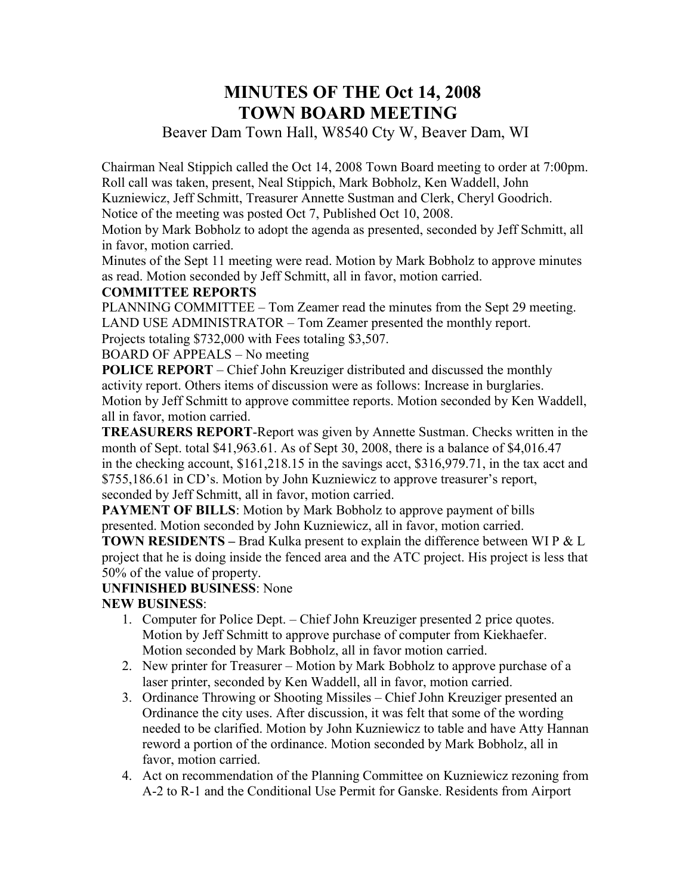# MINUTES OF THE Oct 14, 2008
# TOWN BOARD MEETING

Beaver Dam Town Hall, W8540 Cty W, Beaver Dam, WI

Chairman Neal Stippich called the Oct 14, 2008 Town Board meeting to order at 7:00pm. Roll call was taken, present, Neal Stippich, Mark Bobholz, Ken Waddell, John Kuzniewicz, Jeff Schmitt, Treasurer Annette Sustman and Clerk, Cheryl Goodrich. Notice of the meeting was posted Oct 7, Published Oct 10, 2008.

Motion by Mark Bobholz to adopt the agenda as presented, seconded by Jeff Schmitt, all in favor, motion carried.

Minutes of the Sept 11 meeting were read. Motion by Mark Bobholz to approve minutes as read. Motion seconded by Jeff Schmitt, all in favor, motion carried.

**COMMITTEE REPORTS**

PLANNING COMMITTEE – Tom Zeamer read the minutes from the Sept 29 meeting.

LAND USE ADMINISTRATOR – Tom Zeamer presented the monthly report. Projects totaling $732,000 with Fees totaling $3,507.

BOARD OF APPEALS – No meeting

**POLICE REPORT** – Chief John Kreuziger distributed and discussed the monthly activity report. Others items of discussion were as follows: Increase in burglaries.

Motion by Jeff Schmitt to approve committee reports. Motion seconded by Ken Waddell, all in favor, motion carried.

**TREASURERS REPORT**-Report was given by Annette Sustman. Checks written in the month of Sept. total $41,963.61. As of Sept 30, 2008, there is a balance of $4,016.47 in the checking account, $161,218.15 in the savings acct, $316,979.71, in the tax acct and $755,186.61 in CD's. Motion by John Kuzniewicz to approve treasurer's report, seconded by Jeff Schmitt, all in favor, motion carried.

**PAYMENT OF BILLS**: Motion by Mark Bobholz to approve payment of bills presented. Motion seconded by John Kuzniewicz, all in favor, motion carried.

**TOWN RESIDENTS –** Brad Kulka present to explain the difference between WI P & L project that he is doing inside the fenced area and the ATC project. His project is less that 50% of the value of property.

**UNFINISHED BUSINESS**: None

**NEW BUSINESS**:

1. Computer for Police Dept. – Chief John Kreuziger presented 2 price quotes. Motion by Jeff Schmitt to approve purchase of computer from Kiekhaefer. Motion seconded by Mark Bobholz, all in favor motion carried.
2. New printer for Treasurer – Motion by Mark Bobholz to approve purchase of a laser printer, seconded by Ken Waddell, all in favor, motion carried.
3. Ordinance Throwing or Shooting Missiles – Chief John Kreuziger presented an Ordinance the city uses. After discussion, it was felt that some of the wording needed to be clarified. Motion by John Kuzniewicz to table and have Atty Hannan reword a portion of the ordinance. Motion seconded by Mark Bobholz, all in favor, motion carried.
4. Act on recommendation of the Planning Committee on Kuzniewicz rezoning from A-2 to R-1 and the Conditional Use Permit for Ganske. Residents from Airport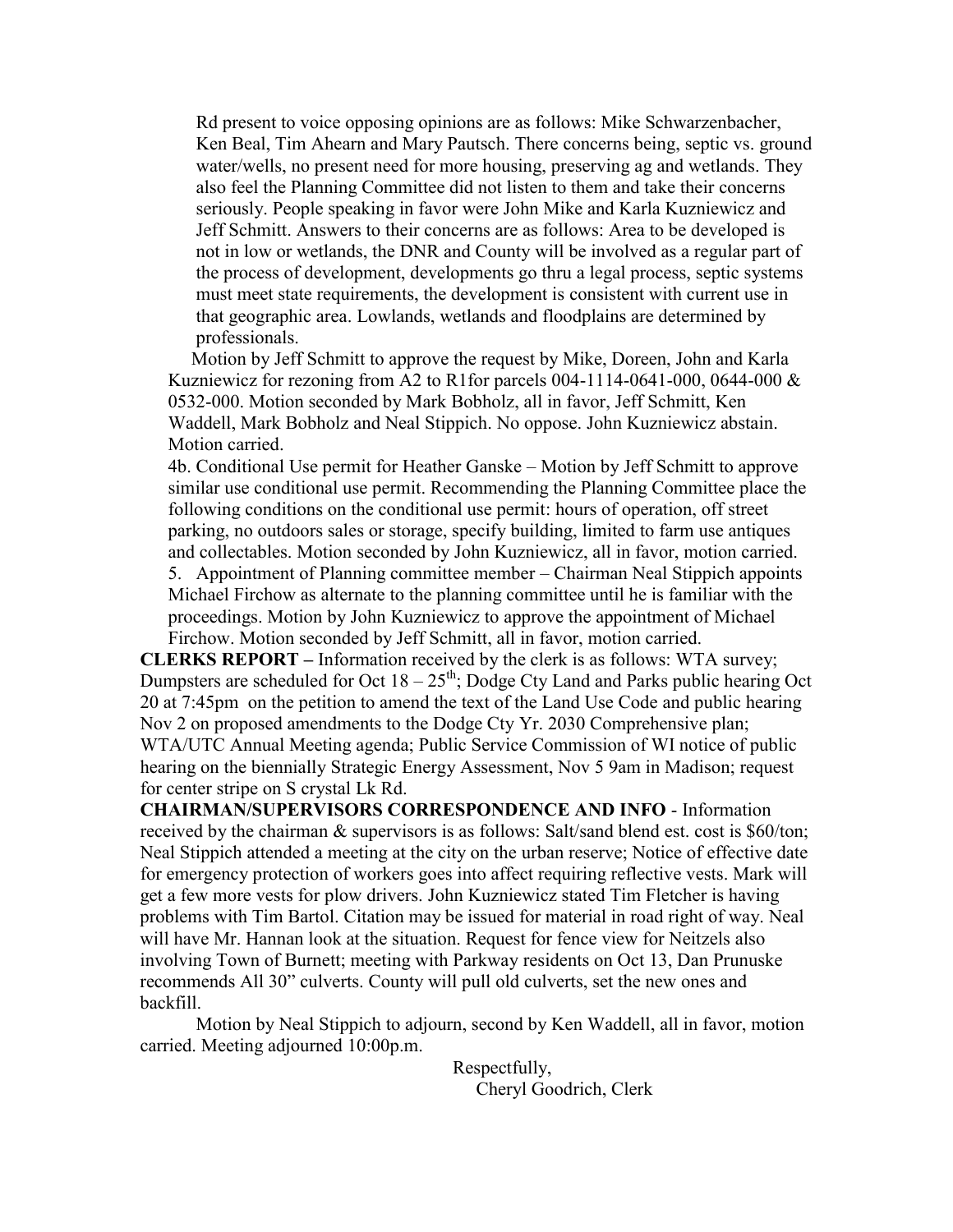Rd present to voice opposing opinions are as follows: Mike Schwarzenbacher, Ken Beal, Tim Ahearn and Mary Pautsch. There concerns being, septic vs. ground water/wells, no present need for more housing, preserving ag and wetlands. They also feel the Planning Committee did not listen to them and take their concerns seriously. People speaking in favor were John Mike and Karla Kuzniewicz and Jeff Schmitt. Answers to their concerns are as follows: Area to be developed is not in low or wetlands, the DNR and County will be involved as a regular part of the process of development, developments go thru a legal process, septic systems must meet state requirements, the development is consistent with current use in that geographic area. Lowlands, wetlands and floodplains are determined by professionals.

Motion by Jeff Schmitt to approve the request by Mike, Doreen, John and Karla Kuzniewicz for rezoning from A2 to R1for parcels 004-1114-0641-000, 0644-000 & 0532-000. Motion seconded by Mark Bobholz, all in favor, Jeff Schmitt, Ken Waddell, Mark Bobholz and Neal Stippich. No oppose. John Kuzniewicz abstain. Motion carried.

4b. Conditional Use permit for Heather Ganske – Motion by Jeff Schmitt to approve similar use conditional use permit. Recommending the Planning Committee place the following conditions on the conditional use permit: hours of operation, off street parking, no outdoors sales or storage, specify building, limited to farm use antiques and collectables. Motion seconded by John Kuzniewicz, all in favor, motion carried.

5. Appointment of Planning committee member – Chairman Neal Stippich appoints Michael Firchow as alternate to the planning committee until he is familiar with the proceedings. Motion by John Kuzniewicz to approve the appointment of Michael Firchow. Motion seconded by Jeff Schmitt, all in favor, motion carried.

**CLERKS REPORT –** Information received by the clerk is as follows: WTA survey; Dumpsters are scheduled for Oct 18 – 25th; Dodge Cty Land and Parks public hearing Oct 20 at 7:45pm on the petition to amend the text of the Land Use Code and public hearing Nov 2 on proposed amendments to the Dodge Cty Yr. 2030 Comprehensive plan; WTA/UTC Annual Meeting agenda; Public Service Commission of WI notice of public hearing on the biennially Strategic Energy Assessment, Nov 5 9am in Madison; request for center stripe on S crystal Lk Rd.

**CHAIRMAN/SUPERVISORS CORRESPONDENCE AND INFO** - Information received by the chairman & supervisors is as follows: Salt/sand blend est. cost is $60/ton; Neal Stippich attended a meeting at the city on the urban reserve; Notice of effective date for emergency protection of workers goes into affect requiring reflective vests. Mark will get a few more vests for plow drivers. John Kuzniewicz stated Tim Fletcher is having problems with Tim Bartol. Citation may be issued for material in road right of way. Neal will have Mr. Hannan look at the situation. Request for fence view for Neitzels also involving Town of Burnett; meeting with Parkway residents on Oct 13, Dan Prunuske recommends All 30" culverts. County will pull old culverts, set the new ones and backfill.

Motion by Neal Stippich to adjourn, second by Ken Waddell, all in favor, motion carried. Meeting adjourned 10:00p.m.

Respectfully,
Cheryl Goodrich, Clerk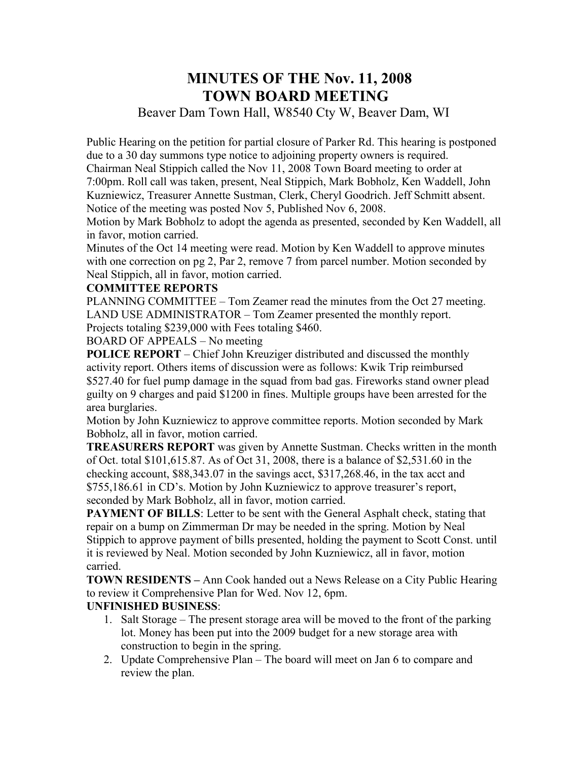# MINUTES OF THE Nov. 11, 2008 TOWN BOARD MEETING

Beaver Dam Town Hall, W8540 Cty W, Beaver Dam, WI

Public Hearing on the petition for partial closure of Parker Rd. This hearing is postponed due to a 30 day summons type notice to adjoining property owners is required.
Chairman Neal Stippich called the Nov 11, 2008 Town Board meeting to order at 7:00pm. Roll call was taken, present, Neal Stippich, Mark Bobholz, Ken Waddell, John Kuzniewicz, Treasurer Annette Sustman, Clerk, Cheryl Goodrich. Jeff Schmitt absent.
Notice of the meeting was posted Nov 5, Published Nov 6, 2008.
Motion by Mark Bobholz to adopt the agenda as presented, seconded by Ken Waddell, all in favor, motion carried.
Minutes of the Oct 14 meeting were read. Motion by Ken Waddell to approve minutes with one correction on pg 2, Par 2, remove 7 from parcel number. Motion seconded by Neal Stippich, all in favor, motion carried.

**COMMITTEE REPORTS**

PLANNING COMMITTEE – Tom Zeamer read the minutes from the Oct 27 meeting.
LAND USE ADMINISTRATOR – Tom Zeamer presented the monthly report.
Projects totaling $239,000 with Fees totaling $460.
BOARD OF APPEALS – No meeting

**POLICE REPORT** – Chief John Kreuziger distributed and discussed the monthly activity report. Others items of discussion were as follows: Kwik Trip reimbursed $527.40 for fuel pump damage in the squad from bad gas. Fireworks stand owner plead guilty on 9 charges and paid $1200 in fines. Multiple groups have been arrested for the area burglaries.
Motion by John Kuzniewicz to approve committee reports. Motion seconded by Mark Bobholz, all in favor, motion carried.

**TREASURERS REPORT** was given by Annette Sustman. Checks written in the month of Oct. total $101,615.87. As of Oct 31, 2008, there is a balance of $2,531.60 in the checking account, $88,343.07 in the savings acct, $317,268.46, in the tax acct and $755,186.61 in CD's. Motion by John Kuzniewicz to approve treasurer's report, seconded by Mark Bobholz, all in favor, motion carried.

**PAYMENT OF BILLS**: Letter to be sent with the General Asphalt check, stating that repair on a bump on Zimmerman Dr may be needed in the spring. Motion by Neal Stippich to approve payment of bills presented, holding the payment to Scott Const. until it is reviewed by Neal. Motion seconded by John Kuzniewicz, all in favor, motion carried.

**TOWN RESIDENTS –** Ann Cook handed out a News Release on a City Public Hearing to review it Comprehensive Plan for Wed. Nov 12, 6pm.

**UNFINISHED BUSINESS**:

1. Salt Storage – The present storage area will be moved to the front of the parking lot. Money has been put into the 2009 budget for a new storage area with construction to begin in the spring.
2. Update Comprehensive Plan – The board will meet on Jan 6 to compare and review the plan.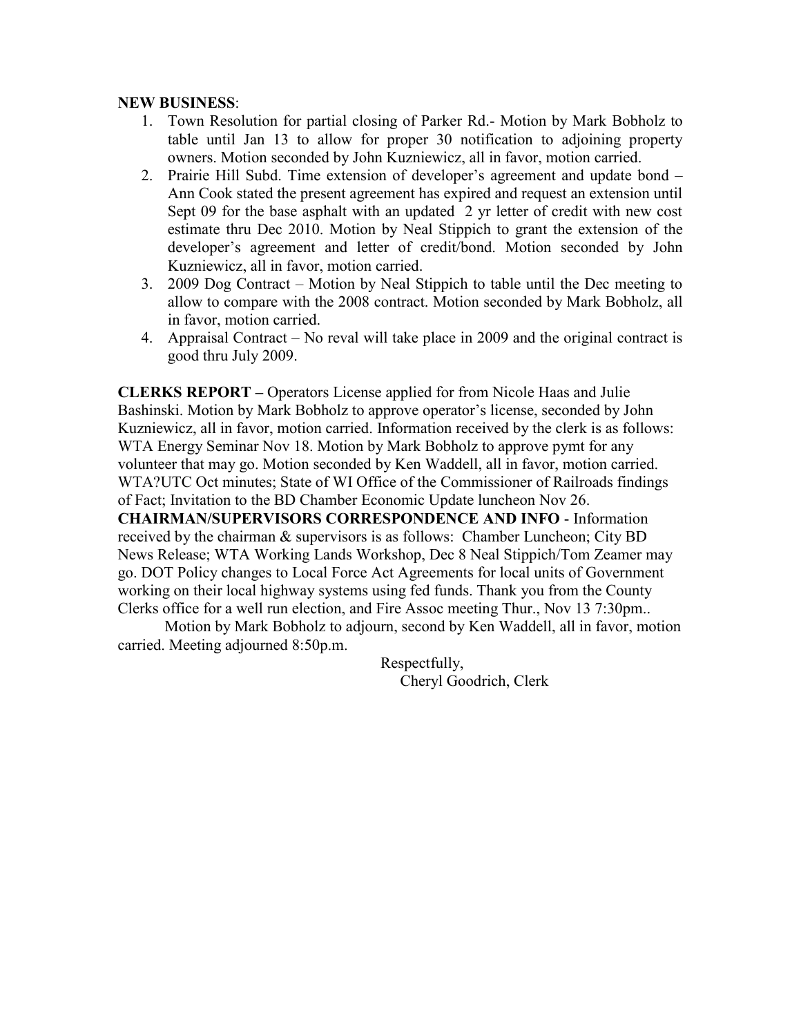**NEW BUSINESS**:

1. Town Resolution for partial closing of Parker Rd.- Motion by Mark Bobholz to table until Jan 13 to allow for proper 30 notification to adjoining property owners. Motion seconded by John Kuzniewicz, all in favor, motion carried.
2. Prairie Hill Subd. Time extension of developer's agreement and update bond – Ann Cook stated the present agreement has expired and request an extension until Sept 09 for the base asphalt with an updated 2 yr letter of credit with new cost estimate thru Dec 2010. Motion by Neal Stippich to grant the extension of the developer's agreement and letter of credit/bond. Motion seconded by John Kuzniewicz, all in favor, motion carried.
3. 2009 Dog Contract – Motion by Neal Stippich to table until the Dec meeting to allow to compare with the 2008 contract. Motion seconded by Mark Bobholz, all in favor, motion carried.
4. Appraisal Contract – No reval will take place in 2009 and the original contract is good thru July 2009.

**CLERKS REPORT –** Operators License applied for from Nicole Haas and Julie Bashinski. Motion by Mark Bobholz to approve operator's license, seconded by John Kuzniewicz, all in favor, motion carried. Information received by the clerk is as follows: WTA Energy Seminar Nov 18. Motion by Mark Bobholz to approve pymt for any volunteer that may go. Motion seconded by Ken Waddell, all in favor, motion carried. WTA?UTC Oct minutes; State of WI Office of the Commissioner of Railroads findings of Fact; Invitation to the BD Chamber Economic Update luncheon Nov 26.

**CHAIRMAN/SUPERVISORS CORRESPONDENCE AND INFO** - Information received by the chairman & supervisors is as follows: Chamber Luncheon; City BD News Release; WTA Working Lands Workshop, Dec 8 Neal Stippich/Tom Zeamer may go. DOT Policy changes to Local Force Act Agreements for local units of Government working on their local highway systems using fed funds. Thank you from the County Clerks office for a well run election, and Fire Assoc meeting Thur., Nov 13 7:30pm..

Motion by Mark Bobholz to adjourn, second by Ken Waddell, all in favor, motion carried. Meeting adjourned 8:50p.m.

Respectfully,
Cheryl Goodrich, Clerk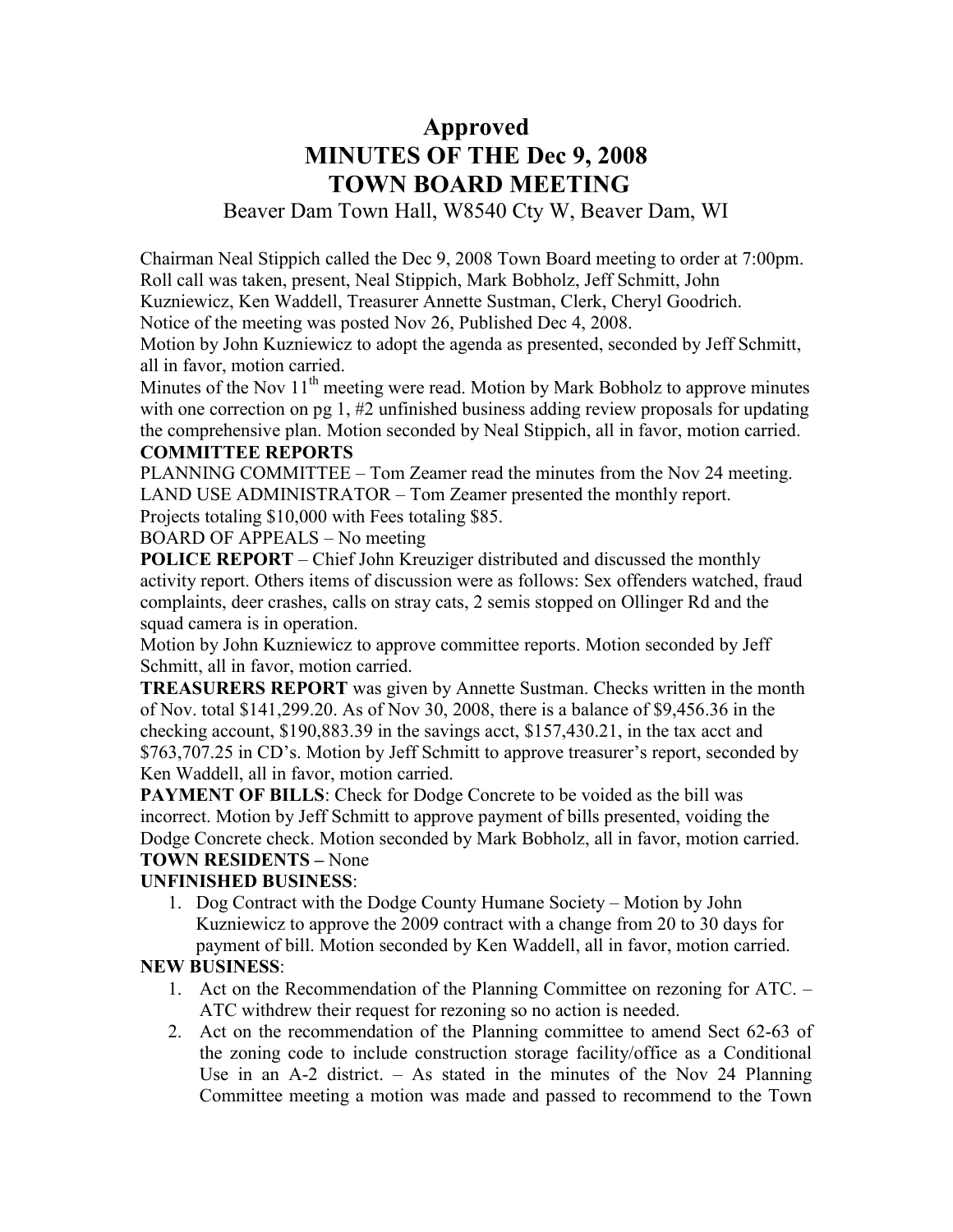# Approved
# MINUTES OF THE Dec 9, 2008
# TOWN BOARD MEETING

Beaver Dam Town Hall, W8540 Cty W, Beaver Dam, WI

Chairman Neal Stippich called the Dec 9, 2008 Town Board meeting to order at 7:00pm. Roll call was taken, present, Neal Stippich, Mark Bobholz, Jeff Schmitt, John Kuzniewicz, Ken Waddell, Treasurer Annette Sustman, Clerk, Cheryl Goodrich.
Notice of the meeting was posted Nov 26, Published Dec 4, 2008.
Motion by John Kuzniewicz to adopt the agenda as presented, seconded by Jeff Schmitt, all in favor, motion carried.
Minutes of the Nov 11th meeting were read. Motion by Mark Bobholz to approve minutes with one correction on pg 1, #2 unfinished business adding review proposals for updating the comprehensive plan. Motion seconded by Neal Stippich, all in favor, motion carried.

**COMMITTEE REPORTS**

PLANNING COMMITTEE – Tom Zeamer read the minutes from the Nov 24 meeting.
LAND USE ADMINISTRATOR – Tom Zeamer presented the monthly report.
Projects totaling $10,000 with Fees totaling $85.
BOARD OF APPEALS – No meeting

**POLICE REPORT** – Chief John Kreuziger distributed and discussed the monthly activity report. Others items of discussion were as follows: Sex offenders watched, fraud complaints, deer crashes, calls on stray cats, 2 semis stopped on Ollinger Rd and the squad camera is in operation.

Motion by John Kuzniewicz to approve committee reports. Motion seconded by Jeff Schmitt, all in favor, motion carried.

**TREASURERS REPORT** was given by Annette Sustman. Checks written in the month of Nov. total $141,299.20. As of Nov 30, 2008, there is a balance of $9,456.36 in the checking account, $190,883.39 in the savings acct, $157,430.21, in the tax acct and $763,707.25 in CD's. Motion by Jeff Schmitt to approve treasurer's report, seconded by Ken Waddell, all in favor, motion carried.

**PAYMENT OF BILLS**: Check for Dodge Concrete to be voided as the bill was incorrect. Motion by Jeff Schmitt to approve payment of bills presented, voiding the Dodge Concrete check. Motion seconded by Mark Bobholz, all in favor, motion carried.

**TOWN RESIDENTS –** None

**UNFINISHED BUSINESS**:

1. Dog Contract with the Dodge County Humane Society – Motion by John Kuzniewicz to approve the 2009 contract with a change from 20 to 30 days for payment of bill. Motion seconded by Ken Waddell, all in favor, motion carried.

**NEW BUSINESS**:

1. Act on the Recommendation of the Planning Committee on rezoning for ATC. – ATC withdrew their request for rezoning so no action is needed.
2. Act on the recommendation of the Planning committee to amend Sect 62-63 of the zoning code to include construction storage facility/office as a Conditional Use in an A-2 district. – As stated in the minutes of the Nov 24 Planning Committee meeting a motion was made and passed to recommend to the Town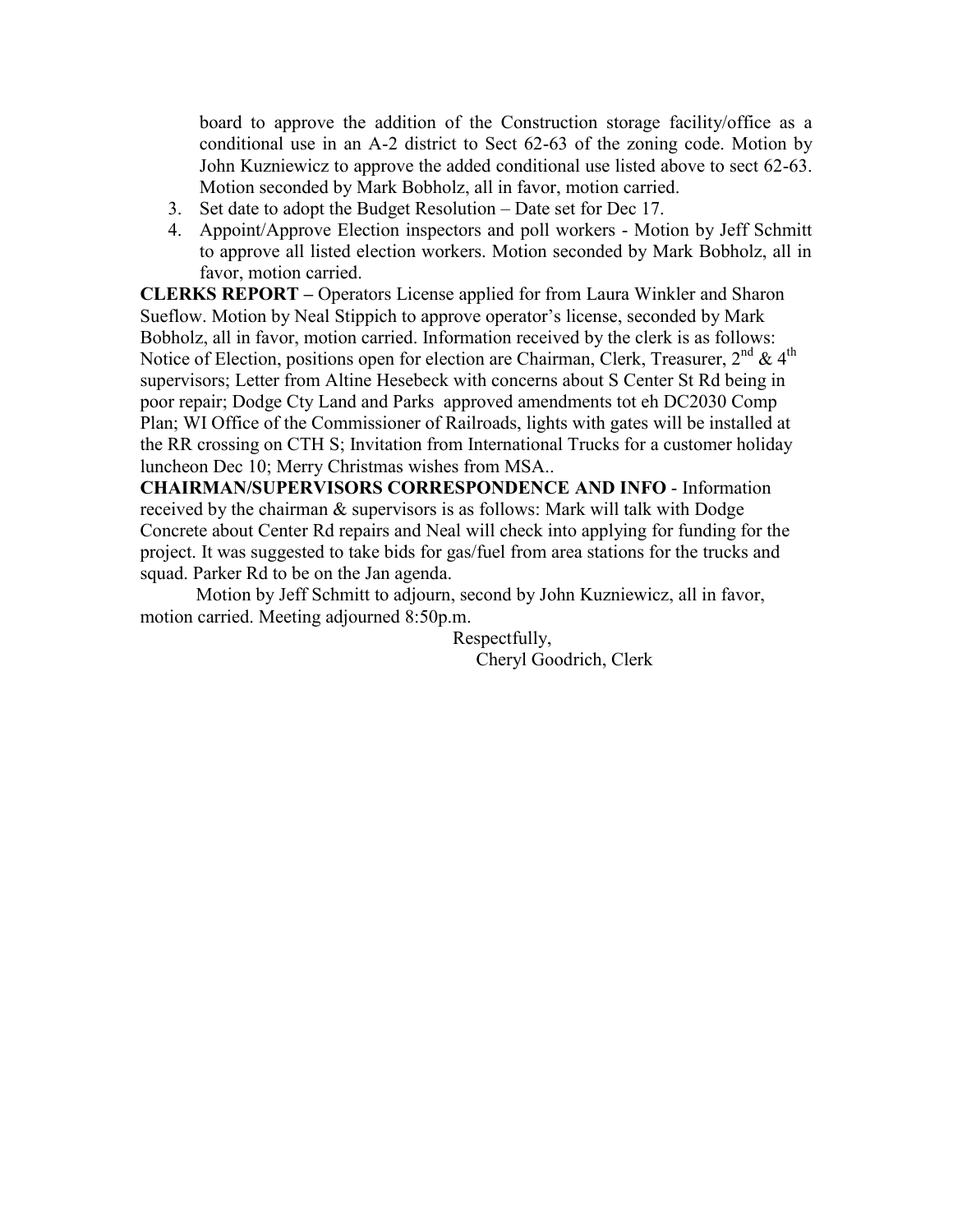board to approve the addition of the Construction storage facility/office as a conditional use in an A-2 district to Sect 62-63 of the zoning code. Motion by John Kuzniewicz to approve the added conditional use listed above to sect 62-63. Motion seconded by Mark Bobholz, all in favor, motion carried.

3. Set date to adopt the Budget Resolution – Date set for Dec 17.
4. Appoint/Approve Election inspectors and poll workers - Motion by Jeff Schmitt to approve all listed election workers. Motion seconded by Mark Bobholz, all in favor, motion carried.

**CLERKS REPORT –** Operators License applied for from Laura Winkler and Sharon Sueflow. Motion by Neal Stippich to approve operator's license, seconded by Mark Bobholz, all in favor, motion carried. Information received by the clerk is as follows: Notice of Election, positions open for election are Chairman, Clerk, Treasurer, 2nd & 4th supervisors; Letter from Altine Hesebeck with concerns about S Center St Rd being in poor repair; Dodge Cty Land and Parks approved amendments tot eh DC2030 Comp Plan; WI Office of the Commissioner of Railroads, lights with gates will be installed at the RR crossing on CTH S; Invitation from International Trucks for a customer holiday luncheon Dec 10; Merry Christmas wishes from MSA..

**CHAIRMAN/SUPERVISORS CORRESPONDENCE AND INFO** - Information received by the chairman & supervisors is as follows: Mark will talk with Dodge Concrete about Center Rd repairs and Neal will check into applying for funding for the project. It was suggested to take bids for gas/fuel from area stations for the trucks and squad. Parker Rd to be on the Jan agenda.

Motion by Jeff Schmitt to adjourn, second by John Kuzniewicz, all in favor, motion carried. Meeting adjourned 8:50p.m.

Respectfully,
Cheryl Goodrich, Clerk